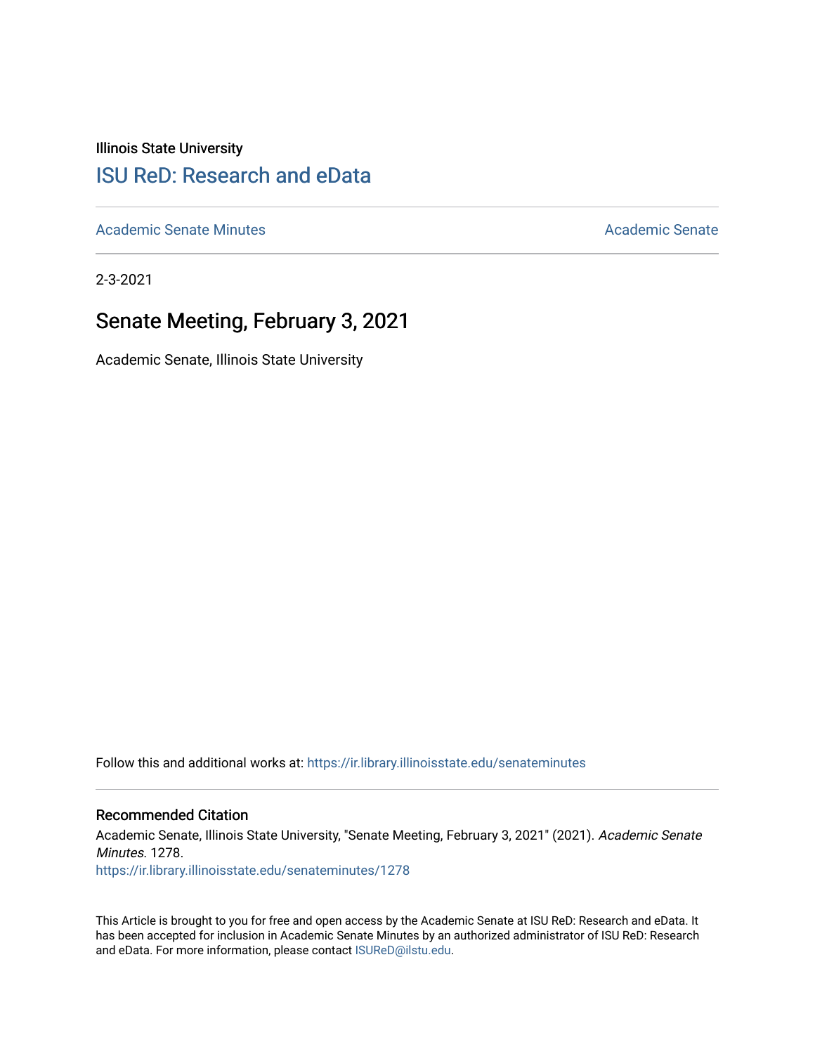Illinois State University

# ISU ReD: Research and eData

Academic Senate Minutes | Academic Senate

2-3-2021

## Senate Meeting, February 3, 2021

Academic Senate, Illinois State University

Follow this and additional works at: https://ir.library.illinoisstate.edu/senateminutes

### Recommended Citation

Academic Senate, Illinois State University, "Senate Meeting, February 3, 2021" (2021). *Academic Senate Minutes*. 1278.
https://ir.library.illinoisstate.edu/senateminutes/1278

This Article is brought to you for free and open access by the Academic Senate at ISU ReD: Research and eData. It has been accepted for inclusion in Academic Senate Minutes by an authorized administrator of ISU ReD: Research and eData. For more information, please contact ISUReD@ilstu.edu.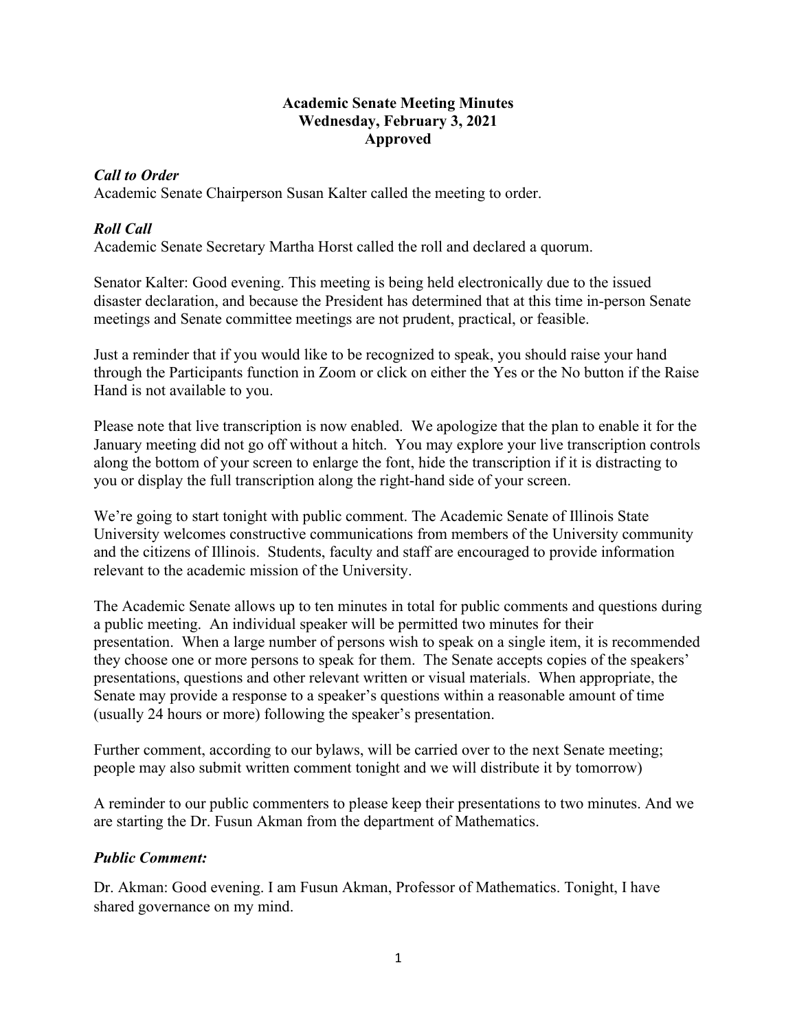**Academic Senate Meeting Minutes**
**Wednesday, February 3, 2021**
**Approved**

***Call to Order***

Academic Senate Chairperson Susan Kalter called the meeting to order.

***Roll Call***

Academic Senate Secretary Martha Horst called the roll and declared a quorum.

Senator Kalter: Good evening. This meeting is being held electronically due to the issued disaster declaration, and because the President has determined that at this time in-person Senate meetings and Senate committee meetings are not prudent, practical, or feasible.

Just a reminder that if you would like to be recognized to speak, you should raise your hand through the Participants function in Zoom or click on either the Yes or the No button if the Raise Hand is not available to you.

Please note that live transcription is now enabled. We apologize that the plan to enable it for the January meeting did not go off without a hitch. You may explore your live transcription controls along the bottom of your screen to enlarge the font, hide the transcription if it is distracting to you or display the full transcription along the right-hand side of your screen.

We're going to start tonight with public comment. The Academic Senate of Illinois State University welcomes constructive communications from members of the University community and the citizens of Illinois. Students, faculty and staff are encouraged to provide information relevant to the academic mission of the University.

The Academic Senate allows up to ten minutes in total for public comments and questions during a public meeting. An individual speaker will be permitted two minutes for their presentation. When a large number of persons wish to speak on a single item, it is recommended they choose one or more persons to speak for them. The Senate accepts copies of the speakers' presentations, questions and other relevant written or visual materials. When appropriate, the Senate may provide a response to a speaker's questions within a reasonable amount of time (usually 24 hours or more) following the speaker's presentation.

Further comment, according to our bylaws, will be carried over to the next Senate meeting; people may also submit written comment tonight and we will distribute it by tomorrow)

A reminder to our public commenters to please keep their presentations to two minutes. And we are starting the Dr. Fusun Akman from the department of Mathematics.

***Public Comment:***

Dr. Akman: Good evening. I am Fusun Akman, Professor of Mathematics. Tonight, I have shared governance on my mind.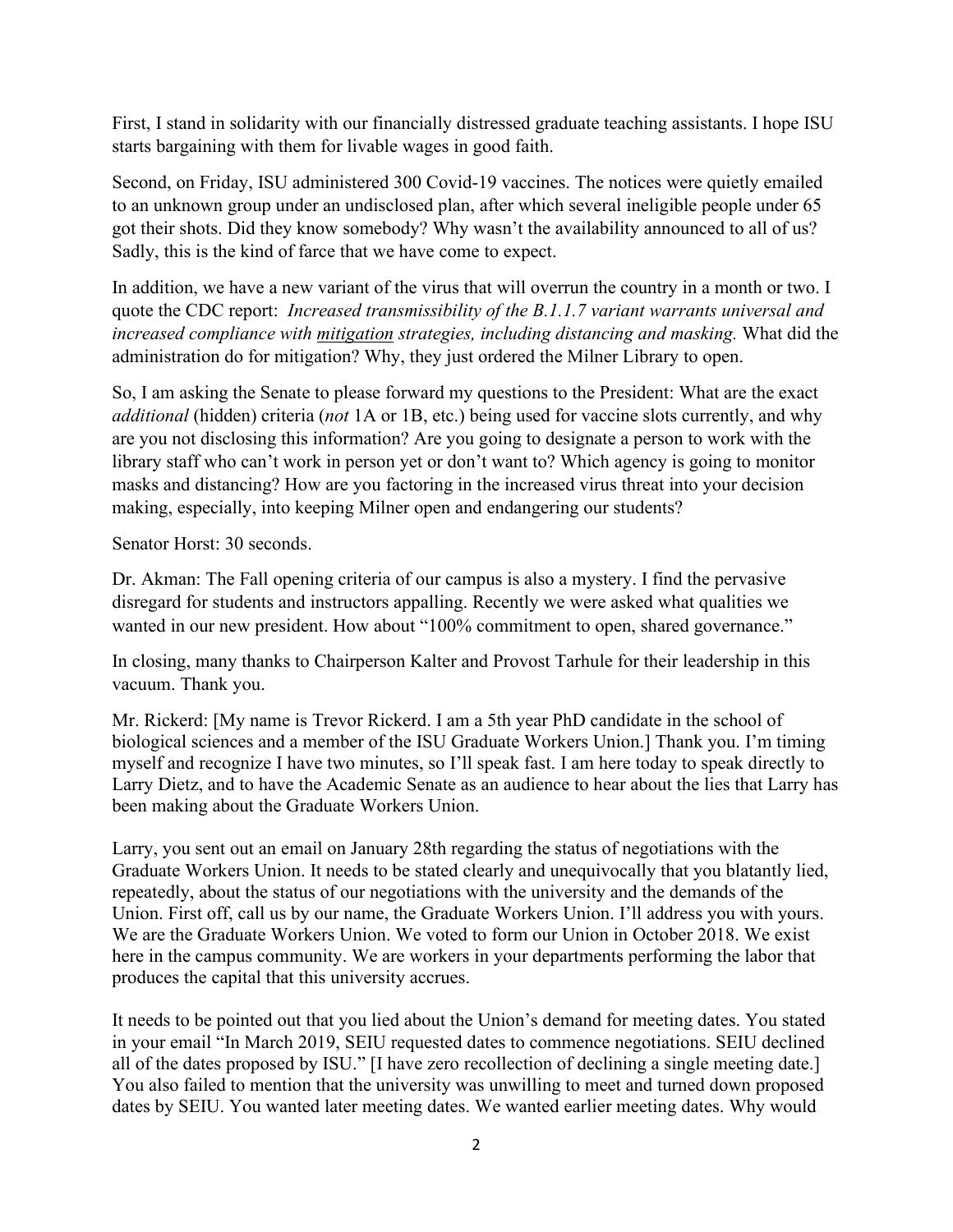First, I stand in solidarity with our financially distressed graduate teaching assistants. I hope ISU starts bargaining with them for livable wages in good faith.

Second, on Friday, ISU administered 300 Covid-19 vaccines. The notices were quietly emailed to an unknown group under an undisclosed plan, after which several ineligible people under 65 got their shots. Did they know somebody? Why wasn't the availability announced to all of us? Sadly, this is the kind of farce that we have come to expect.

In addition, we have a new variant of the virus that will overrun the country in a month or two. I quote the CDC report: *Increased transmissibility of the B.1.1.7 variant warrants universal and increased compliance with mitigation strategies, including distancing and masking.* What did the administration do for mitigation? Why, they just ordered the Milner Library to open.

So, I am asking the Senate to please forward my questions to the President: What are the exact *additional* (hidden) criteria (*not* 1A or 1B, etc.) being used for vaccine slots currently, and why are you not disclosing this information? Are you going to designate a person to work with the library staff who can't work in person yet or don't want to? Which agency is going to monitor masks and distancing? How are you factoring in the increased virus threat into your decision making, especially, into keeping Milner open and endangering our students?

Senator Horst: 30 seconds.

Dr. Akman: The Fall opening criteria of our campus is also a mystery. I find the pervasive disregard for students and instructors appalling. Recently we were asked what qualities we wanted in our new president. How about "100% commitment to open, shared governance."

In closing, many thanks to Chairperson Kalter and Provost Tarhule for their leadership in this vacuum. Thank you.

Mr. Rickerd: [My name is Trevor Rickerd. I am a 5th year PhD candidate in the school of biological sciences and a member of the ISU Graduate Workers Union.] Thank you. I'm timing myself and recognize I have two minutes, so I'll speak fast. I am here today to speak directly to Larry Dietz, and to have the Academic Senate as an audience to hear about the lies that Larry has been making about the Graduate Workers Union.

Larry, you sent out an email on January 28th regarding the status of negotiations with the Graduate Workers Union. It needs to be stated clearly and unequivocally that you blatantly lied, repeatedly, about the status of our negotiations with the university and the demands of the Union. First off, call us by our name, the Graduate Workers Union. I'll address you with yours. We are the Graduate Workers Union. We voted to form our Union in October 2018. We exist here in the campus community. We are workers in your departments performing the labor that produces the capital that this university accrues.

It needs to be pointed out that you lied about the Union's demand for meeting dates. You stated in your email "In March 2019, SEIU requested dates to commence negotiations. SEIU declined all of the dates proposed by ISU." [I have zero recollection of declining a single meeting date.] You also failed to mention that the university was unwilling to meet and turned down proposed dates by SEIU. You wanted later meeting dates. We wanted earlier meeting dates. Why would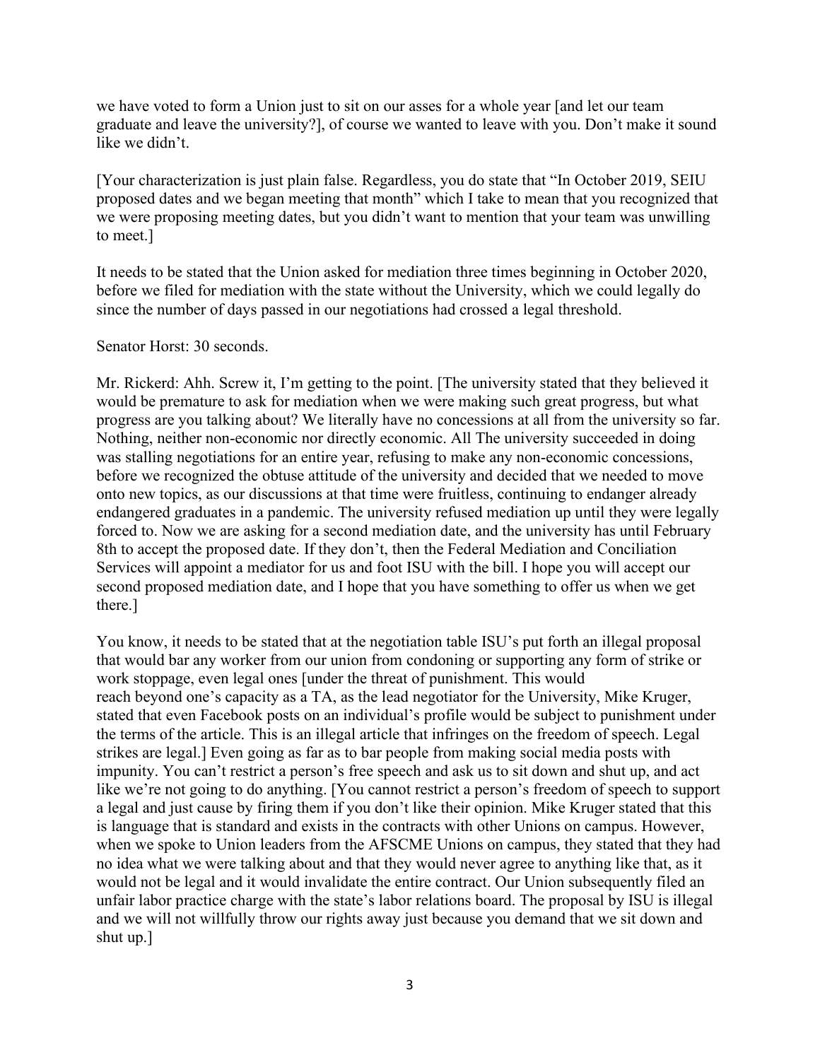we have voted to form a Union just to sit on our asses for a whole year [and let our team graduate and leave the university?], of course we wanted to leave with you. Don't make it sound like we didn't.

[Your characterization is just plain false. Regardless, you do state that "In October 2019, SEIU proposed dates and we began meeting that month" which I take to mean that you recognized that we were proposing meeting dates, but you didn't want to mention that your team was unwilling to meet.]

It needs to be stated that the Union asked for mediation three times beginning in October 2020, before we filed for mediation with the state without the University, which we could legally do since the number of days passed in our negotiations had crossed a legal threshold.

Senator Horst: 30 seconds.

Mr. Rickerd: Ahh. Screw it, I'm getting to the point. [The university stated that they believed it would be premature to ask for mediation when we were making such great progress, but what progress are you talking about? We literally have no concessions at all from the university so far. Nothing, neither non-economic nor directly economic. All The university succeeded in doing was stalling negotiations for an entire year, refusing to make any non-economic concessions, before we recognized the obtuse attitude of the university and decided that we needed to move onto new topics, as our discussions at that time were fruitless, continuing to endanger already endangered graduates in a pandemic. The university refused mediation up until they were legally forced to. Now we are asking for a second mediation date, and the university has until February 8th to accept the proposed date. If they don't, then the Federal Mediation and Conciliation Services will appoint a mediator for us and foot ISU with the bill. I hope you will accept our second proposed mediation date, and I hope that you have something to offer us when we get there.]

You know, it needs to be stated that at the negotiation table ISU's put forth an illegal proposal that would bar any worker from our union from condoning or supporting any form of strike or work stoppage, even legal ones [under the threat of punishment. This would reach beyond one's capacity as a TA, as the lead negotiator for the University, Mike Kruger, stated that even Facebook posts on an individual's profile would be subject to punishment under the terms of the article. This is an illegal article that infringes on the freedom of speech. Legal strikes are legal.] Even going as far as to bar people from making social media posts with impunity. You can't restrict a person's free speech and ask us to sit down and shut up, and act like we're not going to do anything. [You cannot restrict a person's freedom of speech to support a legal and just cause by firing them if you don't like their opinion. Mike Kruger stated that this is language that is standard and exists in the contracts with other Unions on campus. However, when we spoke to Union leaders from the AFSCME Unions on campus, they stated that they had no idea what we were talking about and that they would never agree to anything like that, as it would not be legal and it would invalidate the entire contract. Our Union subsequently filed an unfair labor practice charge with the state's labor relations board. The proposal by ISU is illegal and we will not willfully throw our rights away just because you demand that we sit down and shut up.]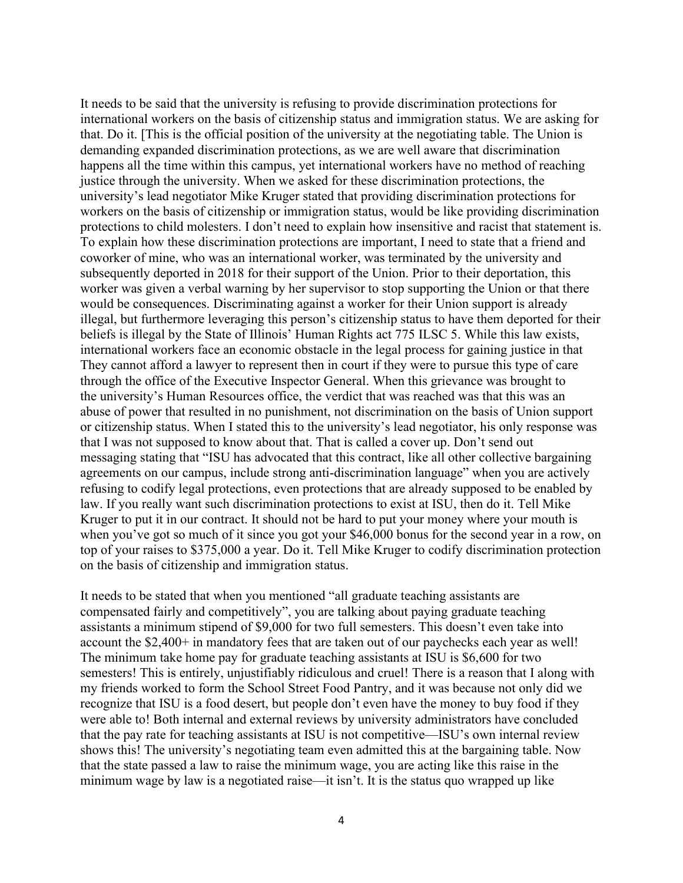It needs to be said that the university is refusing to provide discrimination protections for international workers on the basis of citizenship status and immigration status. We are asking for that. Do it. [This is the official position of the university at the negotiating table. The Union is demanding expanded discrimination protections, as we are well aware that discrimination happens all the time within this campus, yet international workers have no method of reaching justice through the university. When we asked for these discrimination protections, the university's lead negotiator Mike Kruger stated that providing discrimination protections for workers on the basis of citizenship or immigration status, would be like providing discrimination protections to child molesters. I don't need to explain how insensitive and racist that statement is. To explain how these discrimination protections are important, I need to state that a friend and coworker of mine, who was an international worker, was terminated by the university and subsequently deported in 2018 for their support of the Union. Prior to their deportation, this worker was given a verbal warning by her supervisor to stop supporting the Union or that there would be consequences. Discriminating against a worker for their Union support is already illegal, but furthermore leveraging this person's citizenship status to have them deported for their beliefs is illegal by the State of Illinois' Human Rights act 775 ILSC 5. While this law exists, international workers face an economic obstacle in the legal process for gaining justice in that They cannot afford a lawyer to represent then in court if they were to pursue this type of care through the office of the Executive Inspector General. When this grievance was brought to the university's Human Resources office, the verdict that was reached was that this was an abuse of power that resulted in no punishment, not discrimination on the basis of Union support or citizenship status. When I stated this to the university's lead negotiator, his only response was that I was not supposed to know about that. That is called a cover up. Don't send out messaging stating that "ISU has advocated that this contract, like all other collective bargaining agreements on our campus, include strong anti-discrimination language" when you are actively refusing to codify legal protections, even protections that are already supposed to be enabled by law. If you really want such discrimination protections to exist at ISU, then do it. Tell Mike Kruger to put it in our contract. It should not be hard to put your money where your mouth is when you've got so much of it since you got your $46,000 bonus for the second year in a row, on top of your raises to $375,000 a year. Do it. Tell Mike Kruger to codify discrimination protection on the basis of citizenship and immigration status.

It needs to be stated that when you mentioned "all graduate teaching assistants are compensated fairly and competitively", you are talking about paying graduate teaching assistants a minimum stipend of $9,000 for two full semesters. This doesn't even take into account the $2,400+ in mandatory fees that are taken out of our paychecks each year as well! The minimum take home pay for graduate teaching assistants at ISU is $6,600 for two semesters! This is entirely, unjustifiably ridiculous and cruel! There is a reason that I along with my friends worked to form the School Street Food Pantry, and it was because not only did we recognize that ISU is a food desert, but people don't even have the money to buy food if they were able to! Both internal and external reviews by university administrators have concluded that the pay rate for teaching assistants at ISU is not competitive—ISU's own internal review shows this! The university's negotiating team even admitted this at the bargaining table. Now that the state passed a law to raise the minimum wage, you are acting like this raise in the minimum wage by law is a negotiated raise—it isn't. It is the status quo wrapped up like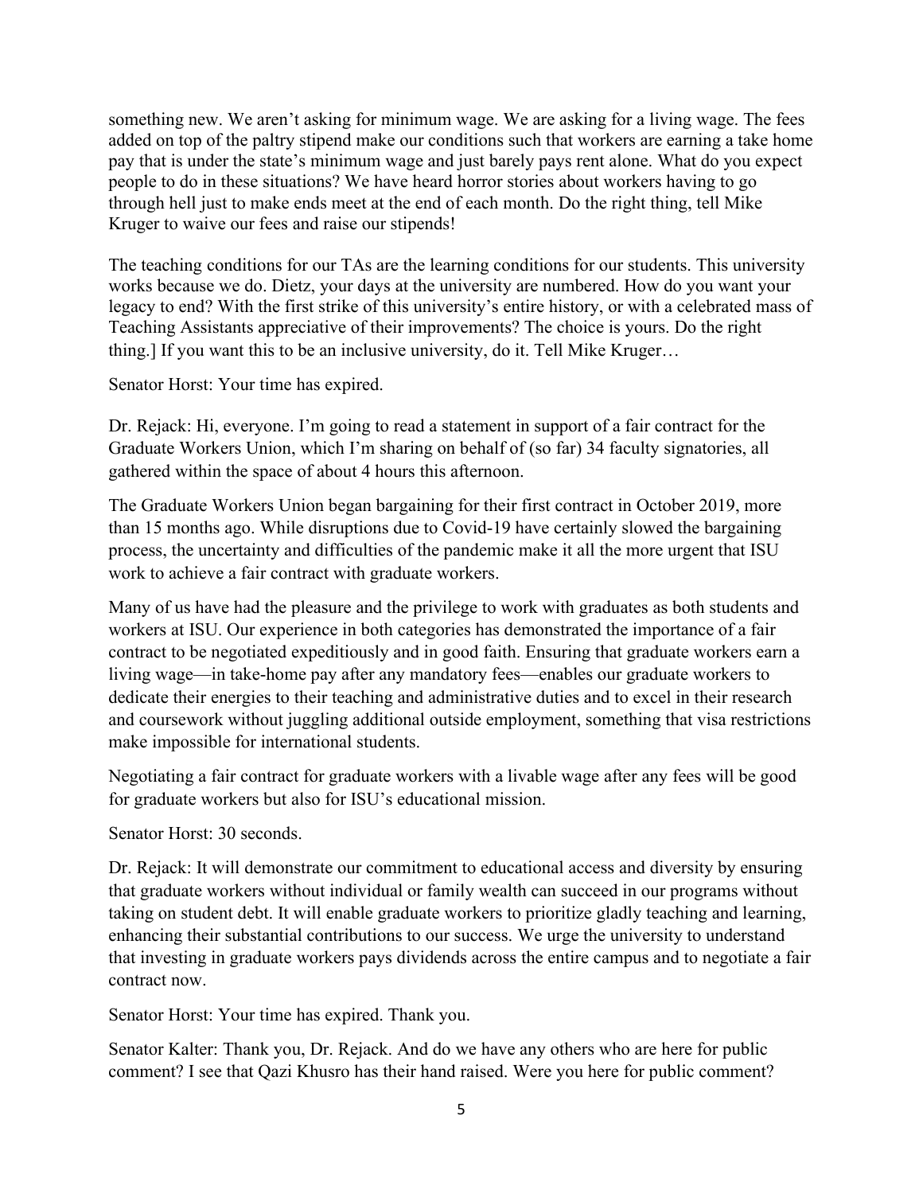something new. We aren't asking for minimum wage. We are asking for a living wage. The fees added on top of the paltry stipend make our conditions such that workers are earning a take home pay that is under the state's minimum wage and just barely pays rent alone. What do you expect people to do in these situations? We have heard horror stories about workers having to go through hell just to make ends meet at the end of each month. Do the right thing, tell Mike Kruger to waive our fees and raise our stipends!

The teaching conditions for our TAs are the learning conditions for our students. This university works because we do. Dietz, your days at the university are numbered. How do you want your legacy to end? With the first strike of this university's entire history, or with a celebrated mass of Teaching Assistants appreciative of their improvements? The choice is yours. Do the right thing.] If you want this to be an inclusive university, do it. Tell Mike Kruger…

Senator Horst: Your time has expired.

Dr. Rejack: Hi, everyone. I'm going to read a statement in support of a fair contract for the Graduate Workers Union, which I'm sharing on behalf of (so far) 34 faculty signatories, all gathered within the space of about 4 hours this afternoon.

The Graduate Workers Union began bargaining for their first contract in October 2019, more than 15 months ago. While disruptions due to Covid-19 have certainly slowed the bargaining process, the uncertainty and difficulties of the pandemic make it all the more urgent that ISU work to achieve a fair contract with graduate workers.

Many of us have had the pleasure and the privilege to work with graduates as both students and workers at ISU. Our experience in both categories has demonstrated the importance of a fair contract to be negotiated expeditiously and in good faith. Ensuring that graduate workers earn a living wage—in take-home pay after any mandatory fees—enables our graduate workers to dedicate their energies to their teaching and administrative duties and to excel in their research and coursework without juggling additional outside employment, something that visa restrictions make impossible for international students.

Negotiating a fair contract for graduate workers with a livable wage after any fees will be good for graduate workers but also for ISU's educational mission.

Senator Horst: 30 seconds.

Dr. Rejack: It will demonstrate our commitment to educational access and diversity by ensuring that graduate workers without individual or family wealth can succeed in our programs without taking on student debt. It will enable graduate workers to prioritize gladly teaching and learning, enhancing their substantial contributions to our success. We urge the university to understand that investing in graduate workers pays dividends across the entire campus and to negotiate a fair contract now.

Senator Horst: Your time has expired. Thank you.

Senator Kalter: Thank you, Dr. Rejack. And do we have any others who are here for public comment? I see that Qazi Khusro has their hand raised. Were you here for public comment?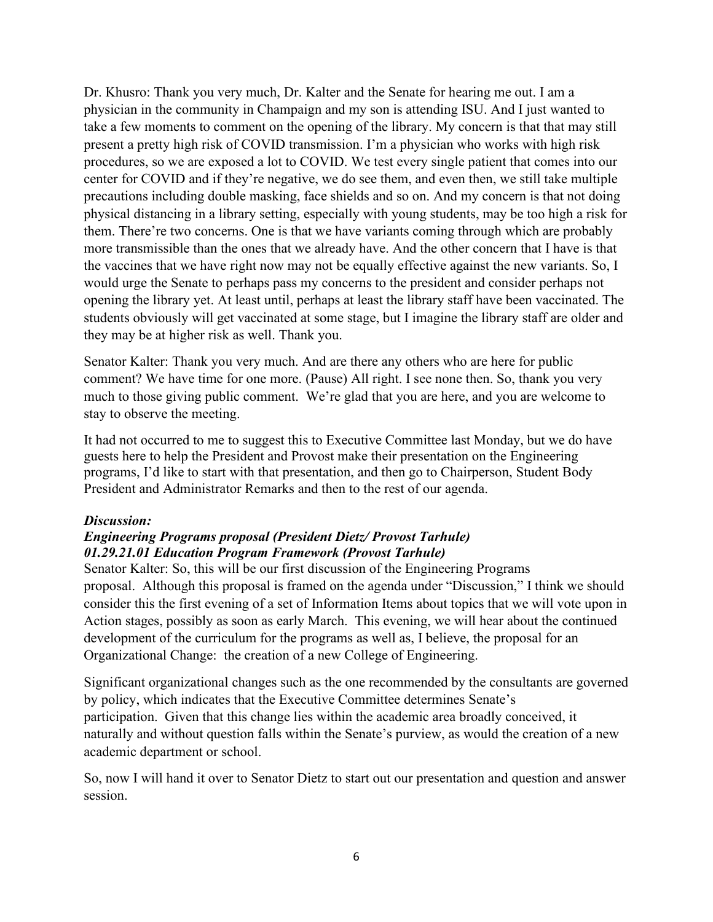Dr. Khusro: Thank you very much, Dr. Kalter and the Senate for hearing me out. I am a physician in the community in Champaign and my son is attending ISU. And I just wanted to take a few moments to comment on the opening of the library. My concern is that that may still present a pretty high risk of COVID transmission. I'm a physician who works with high risk procedures, so we are exposed a lot to COVID. We test every single patient that comes into our center for COVID and if they're negative, we do see them, and even then, we still take multiple precautions including double masking, face shields and so on. And my concern is that not doing physical distancing in a library setting, especially with young students, may be too high a risk for them. There're two concerns. One is that we have variants coming through which are probably more transmissible than the ones that we already have. And the other concern that I have is that the vaccines that we have right now may not be equally effective against the new variants. So, I would urge the Senate to perhaps pass my concerns to the president and consider perhaps not opening the library yet. At least until, perhaps at least the library staff have been vaccinated. The students obviously will get vaccinated at some stage, but I imagine the library staff are older and they may be at higher risk as well. Thank you.

Senator Kalter: Thank you very much. And are there any others who are here for public comment? We have time for one more. (Pause) All right. I see none then. So, thank you very much to those giving public comment. We're glad that you are here, and you are welcome to stay to observe the meeting.

It had not occurred to me to suggest this to Executive Committee last Monday, but we do have guests here to help the President and Provost make their presentation on the Engineering programs, I'd like to start with that presentation, and then go to Chairperson, Student Body President and Administrator Remarks and then to the rest of our agenda.

***Discussion:***

***Engineering Programs proposal (President Dietz/ Provost Tarhule)***

***01.29.21.01 Education Program Framework (Provost Tarhule)***

Senator Kalter: So, this will be our first discussion of the Engineering Programs proposal. Although this proposal is framed on the agenda under "Discussion," I think we should consider this the first evening of a set of Information Items about topics that we will vote upon in Action stages, possibly as soon as early March. This evening, we will hear about the continued development of the curriculum for the programs as well as, I believe, the proposal for an Organizational Change: the creation of a new College of Engineering.

Significant organizational changes such as the one recommended by the consultants are governed by policy, which indicates that the Executive Committee determines Senate's participation. Given that this change lies within the academic area broadly conceived, it naturally and without question falls within the Senate's purview, as would the creation of a new academic department or school.

So, now I will hand it over to Senator Dietz to start out our presentation and question and answer session.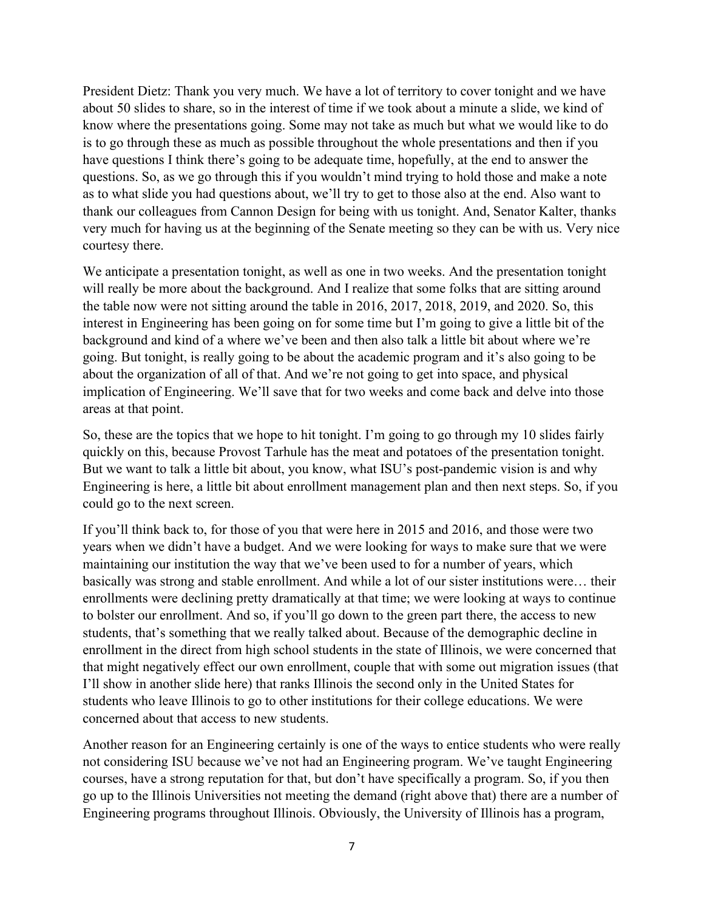President Dietz: Thank you very much. We have a lot of territory to cover tonight and we have about 50 slides to share, so in the interest of time if we took about a minute a slide, we kind of know where the presentations going. Some may not take as much but what we would like to do is to go through these as much as possible throughout the whole presentations and then if you have questions I think there's going to be adequate time, hopefully, at the end to answer the questions. So, as we go through this if you wouldn't mind trying to hold those and make a note as to what slide you had questions about, we'll try to get to those also at the end. Also want to thank our colleagues from Cannon Design for being with us tonight. And, Senator Kalter, thanks very much for having us at the beginning of the Senate meeting so they can be with us. Very nice courtesy there.

We anticipate a presentation tonight, as well as one in two weeks. And the presentation tonight will really be more about the background. And I realize that some folks that are sitting around the table now were not sitting around the table in 2016, 2017, 2018, 2019, and 2020. So, this interest in Engineering has been going on for some time but I'm going to give a little bit of the background and kind of a where we've been and then also talk a little bit about where we're going. But tonight, is really going to be about the academic program and it's also going to be about the organization of all of that. And we're not going to get into space, and physical implication of Engineering. We'll save that for two weeks and come back and delve into those areas at that point.

So, these are the topics that we hope to hit tonight. I'm going to go through my 10 slides fairly quickly on this, because Provost Tarhule has the meat and potatoes of the presentation tonight. But we want to talk a little bit about, you know, what ISU's post-pandemic vision is and why Engineering is here, a little bit about enrollment management plan and then next steps. So, if you could go to the next screen.

If you'll think back to, for those of you that were here in 2015 and 2016, and those were two years when we didn't have a budget. And we were looking for ways to make sure that we were maintaining our institution the way that we've been used to for a number of years, which basically was strong and stable enrollment. And while a lot of our sister institutions were… their enrollments were declining pretty dramatically at that time; we were looking at ways to continue to bolster our enrollment. And so, if you'll go down to the green part there, the access to new students, that's something that we really talked about. Because of the demographic decline in enrollment in the direct from high school students in the state of Illinois, we were concerned that that might negatively effect our own enrollment, couple that with some out migration issues (that I'll show in another slide here) that ranks Illinois the second only in the United States for students who leave Illinois to go to other institutions for their college educations. We were concerned about that access to new students.

Another reason for an Engineering certainly is one of the ways to entice students who were really not considering ISU because we've not had an Engineering program. We've taught Engineering courses, have a strong reputation for that, but don't have specifically a program. So, if you then go up to the Illinois Universities not meeting the demand (right above that) there are a number of Engineering programs throughout Illinois. Obviously, the University of Illinois has a program,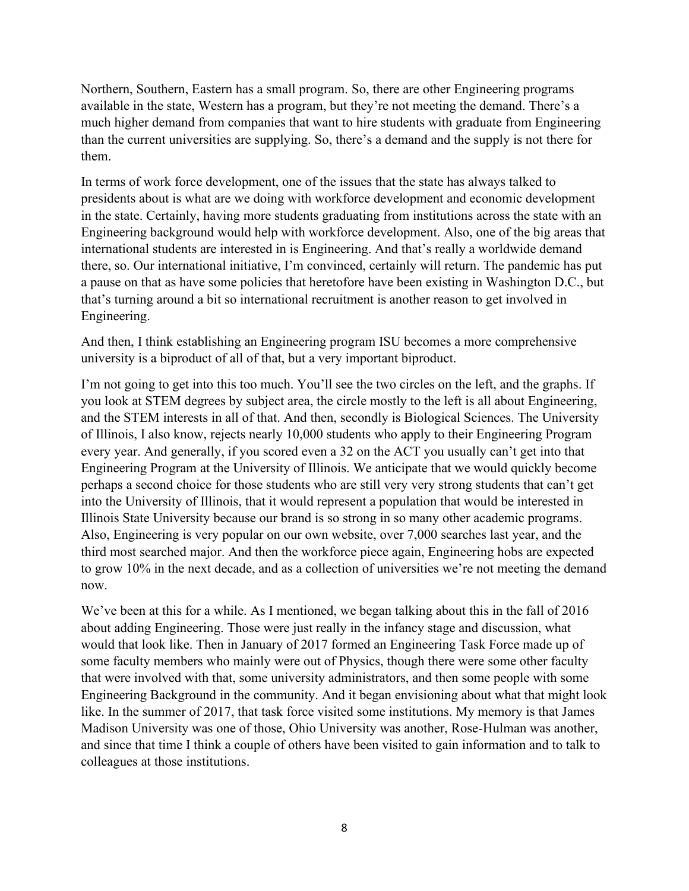Northern, Southern, Eastern has a small program. So, there are other Engineering programs available in the state, Western has a program, but they're not meeting the demand. There's a much higher demand from companies that want to hire students with graduate from Engineering than the current universities are supplying. So, there's a demand and the supply is not there for them.

In terms of work force development, one of the issues that the state has always talked to presidents about is what are we doing with workforce development and economic development in the state. Certainly, having more students graduating from institutions across the state with an Engineering background would help with workforce development. Also, one of the big areas that international students are interested in is Engineering. And that's really a worldwide demand there, so. Our international initiative, I'm convinced, certainly will return. The pandemic has put a pause on that as have some policies that heretofore have been existing in Washington D.C., but that's turning around a bit so international recruitment is another reason to get involved in Engineering.

And then, I think establishing an Engineering program ISU becomes a more comprehensive university is a biproduct of all of that, but a very important biproduct.

I'm not going to get into this too much. You'll see the two circles on the left, and the graphs. If you look at STEM degrees by subject area, the circle mostly to the left is all about Engineering, and the STEM interests in all of that. And then, secondly is Biological Sciences. The University of Illinois, I also know, rejects nearly 10,000 students who apply to their Engineering Program every year. And generally, if you scored even a 32 on the ACT you usually can't get into that Engineering Program at the University of Illinois. We anticipate that we would quickly become perhaps a second choice for those students who are still very very strong students that can't get into the University of Illinois, that it would represent a population that would be interested in Illinois State University because our brand is so strong in so many other academic programs. Also, Engineering is very popular on our own website, over 7,000 searches last year, and the third most searched major. And then the workforce piece again, Engineering hobs are expected to grow 10% in the next decade, and as a collection of universities we're not meeting the demand now.

We've been at this for a while. As I mentioned, we began talking about this in the fall of 2016 about adding Engineering. Those were just really in the infancy stage and discussion, what would that look like. Then in January of 2017 formed an Engineering Task Force made up of some faculty members who mainly were out of Physics, though there were some other faculty that were involved with that, some university administrators, and then some people with some Engineering Background in the community. And it began envisioning about what that might look like. In the summer of 2017, that task force visited some institutions. My memory is that James Madison University was one of those, Ohio University was another, Rose-Hulman was another, and since that time I think a couple of others have been visited to gain information and to talk to colleagues at those institutions.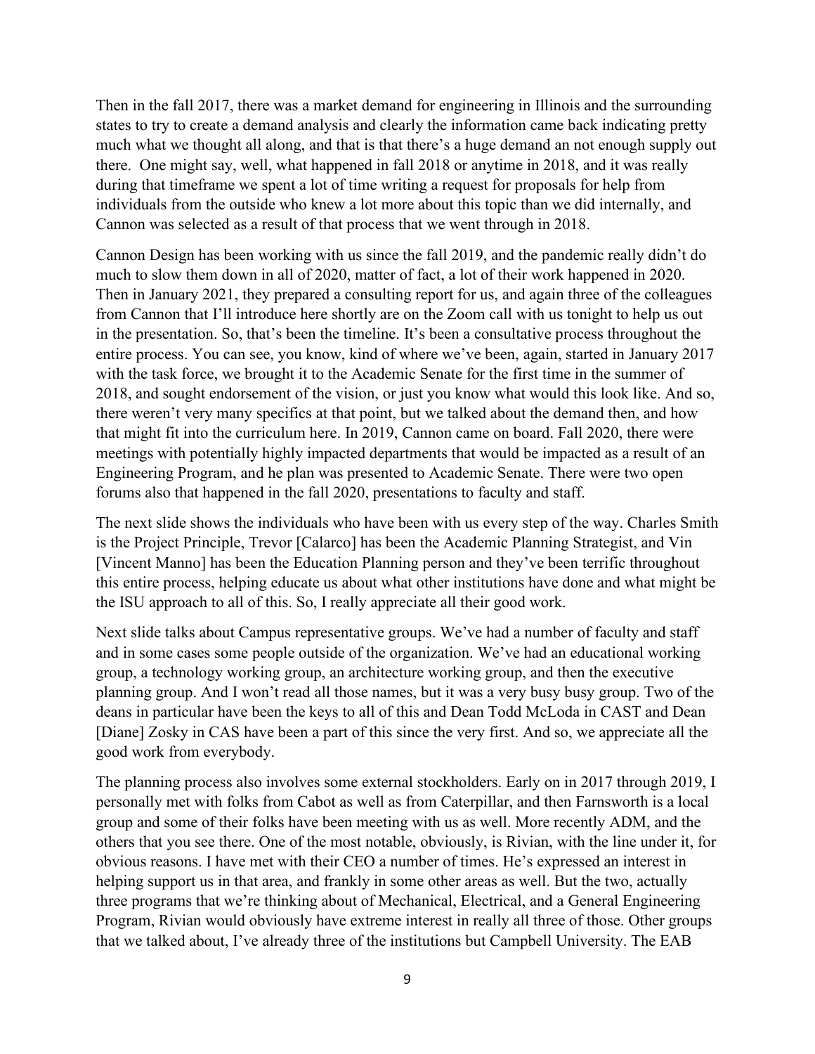Then in the fall 2017, there was a market demand for engineering in Illinois and the surrounding states to try to create a demand analysis and clearly the information came back indicating pretty much what we thought all along, and that is that there's a huge demand an not enough supply out there. One might say, well, what happened in fall 2018 or anytime in 2018, and it was really during that timeframe we spent a lot of time writing a request for proposals for help from individuals from the outside who knew a lot more about this topic than we did internally, and Cannon was selected as a result of that process that we went through in 2018.

Cannon Design has been working with us since the fall 2019, and the pandemic really didn't do much to slow them down in all of 2020, matter of fact, a lot of their work happened in 2020. Then in January 2021, they prepared a consulting report for us, and again three of the colleagues from Cannon that I'll introduce here shortly are on the Zoom call with us tonight to help us out in the presentation. So, that's been the timeline. It's been a consultative process throughout the entire process. You can see, you know, kind of where we've been, again, started in January 2017 with the task force, we brought it to the Academic Senate for the first time in the summer of 2018, and sought endorsement of the vision, or just you know what would this look like. And so, there weren't very many specifics at that point, but we talked about the demand then, and how that might fit into the curriculum here. In 2019, Cannon came on board. Fall 2020, there were meetings with potentially highly impacted departments that would be impacted as a result of an Engineering Program, and he plan was presented to Academic Senate. There were two open forums also that happened in the fall 2020, presentations to faculty and staff.

The next slide shows the individuals who have been with us every step of the way. Charles Smith is the Project Principle, Trevor [Calarco] has been the Academic Planning Strategist, and Vin [Vincent Manno] has been the Education Planning person and they've been terrific throughout this entire process, helping educate us about what other institutions have done and what might be the ISU approach to all of this. So, I really appreciate all their good work.

Next slide talks about Campus representative groups. We've had a number of faculty and staff and in some cases some people outside of the organization. We've had an educational working group, a technology working group, an architecture working group, and then the executive planning group. And I won't read all those names, but it was a very busy busy group. Two of the deans in particular have been the keys to all of this and Dean Todd McLoda in CAST and Dean [Diane] Zosky in CAS have been a part of this since the very first. And so, we appreciate all the good work from everybody.

The planning process also involves some external stockholders. Early on in 2017 through 2019, I personally met with folks from Cabot as well as from Caterpillar, and then Farnsworth is a local group and some of their folks have been meeting with us as well. More recently ADM, and the others that you see there. One of the most notable, obviously, is Rivian, with the line under it, for obvious reasons. I have met with their CEO a number of times. He's expressed an interest in helping support us in that area, and frankly in some other areas as well. But the two, actually three programs that we're thinking about of Mechanical, Electrical, and a General Engineering Program, Rivian would obviously have extreme interest in really all three of those. Other groups that we talked about, I've already three of the institutions but Campbell University. The EAB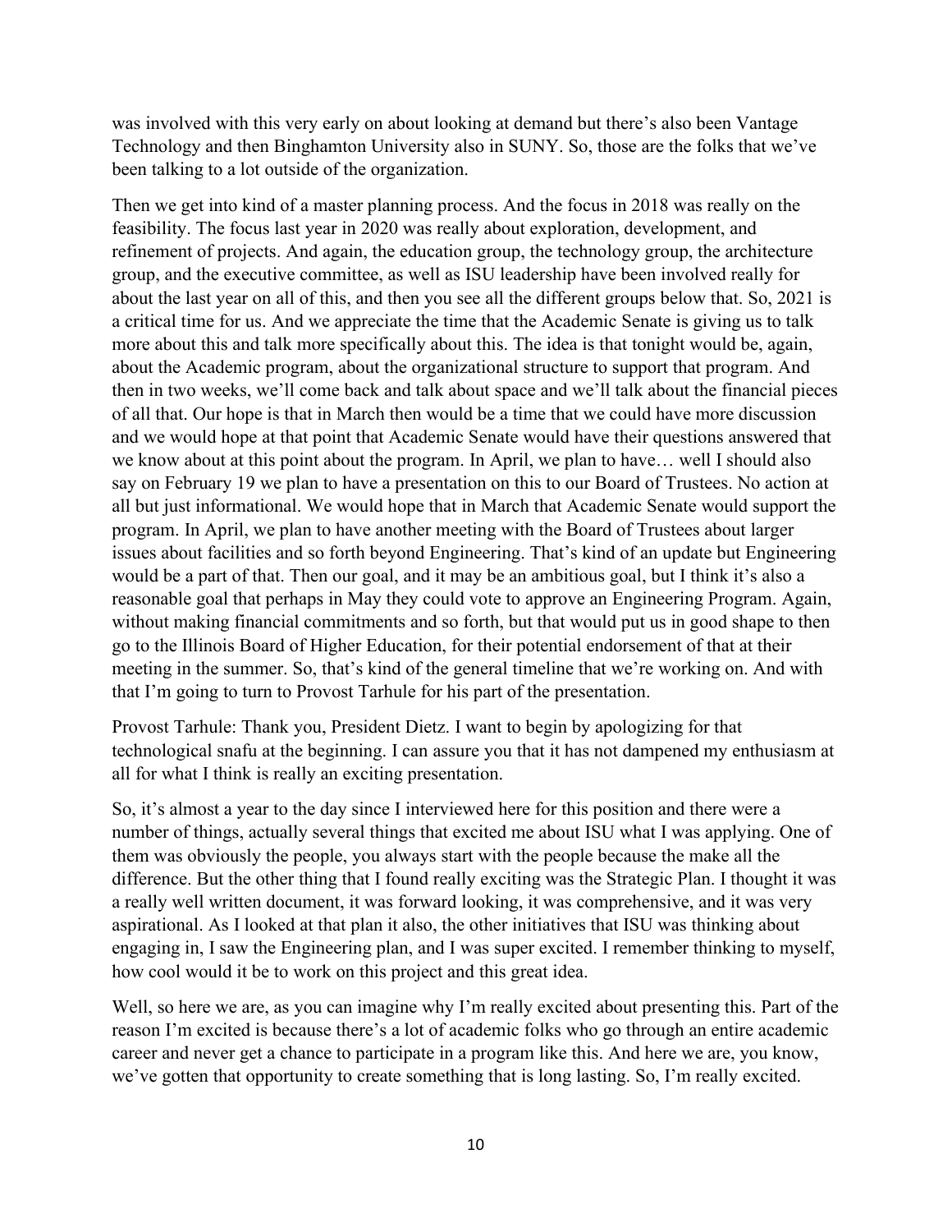was involved with this very early on about looking at demand but there's also been Vantage Technology and then Binghamton University also in SUNY. So, those are the folks that we've been talking to a lot outside of the organization.

Then we get into kind of a master planning process. And the focus in 2018 was really on the feasibility. The focus last year in 2020 was really about exploration, development, and refinement of projects. And again, the education group, the technology group, the architecture group, and the executive committee, as well as ISU leadership have been involved really for about the last year on all of this, and then you see all the different groups below that. So, 2021 is a critical time for us. And we appreciate the time that the Academic Senate is giving us to talk more about this and talk more specifically about this. The idea is that tonight would be, again, about the Academic program, about the organizational structure to support that program. And then in two weeks, we'll come back and talk about space and we'll talk about the financial pieces of all that. Our hope is that in March then would be a time that we could have more discussion and we would hope at that point that Academic Senate would have their questions answered that we know about at this point about the program. In April, we plan to have… well I should also say on February 19 we plan to have a presentation on this to our Board of Trustees. No action at all but just informational. We would hope that in March that Academic Senate would support the program. In April, we plan to have another meeting with the Board of Trustees about larger issues about facilities and so forth beyond Engineering. That's kind of an update but Engineering would be a part of that. Then our goal, and it may be an ambitious goal, but I think it's also a reasonable goal that perhaps in May they could vote to approve an Engineering Program. Again, without making financial commitments and so forth, but that would put us in good shape to then go to the Illinois Board of Higher Education, for their potential endorsement of that at their meeting in the summer. So, that's kind of the general timeline that we're working on. And with that I'm going to turn to Provost Tarhule for his part of the presentation.

Provost Tarhule: Thank you, President Dietz. I want to begin by apologizing for that technological snafu at the beginning. I can assure you that it has not dampened my enthusiasm at all for what I think is really an exciting presentation.

So, it's almost a year to the day since I interviewed here for this position and there were a number of things, actually several things that excited me about ISU what I was applying. One of them was obviously the people, you always start with the people because the make all the difference. But the other thing that I found really exciting was the Strategic Plan. I thought it was a really well written document, it was forward looking, it was comprehensive, and it was very aspirational. As I looked at that plan it also, the other initiatives that ISU was thinking about engaging in, I saw the Engineering plan, and I was super excited. I remember thinking to myself, how cool would it be to work on this project and this great idea.

Well, so here we are, as you can imagine why I'm really excited about presenting this. Part of the reason I'm excited is because there's a lot of academic folks who go through an entire academic career and never get a chance to participate in a program like this. And here we are, you know, we've gotten that opportunity to create something that is long lasting. So, I'm really excited.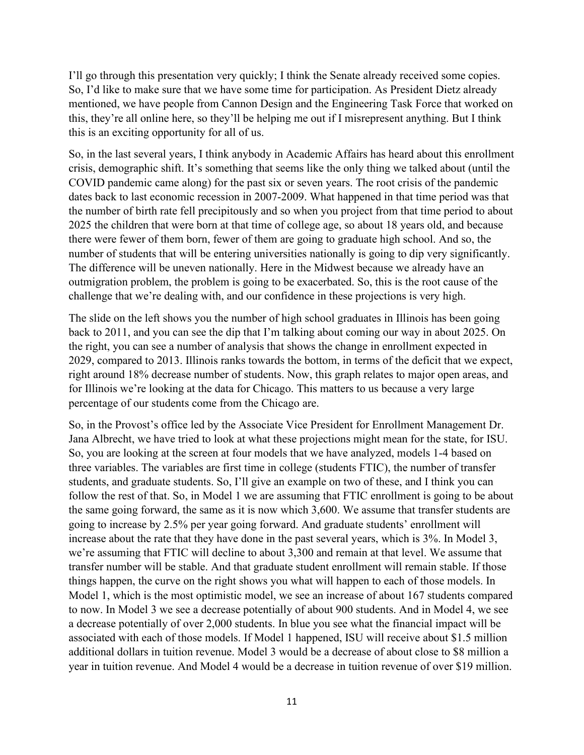I'll go through this presentation very quickly; I think the Senate already received some copies. So, I'd like to make sure that we have some time for participation. As President Dietz already mentioned, we have people from Cannon Design and the Engineering Task Force that worked on this, they're all online here, so they'll be helping me out if I misrepresent anything. But I think this is an exciting opportunity for all of us.

So, in the last several years, I think anybody in Academic Affairs has heard about this enrollment crisis, demographic shift. It's something that seems like the only thing we talked about (until the COVID pandemic came along) for the past six or seven years. The root crisis of the pandemic dates back to last economic recession in 2007-2009. What happened in that time period was that the number of birth rate fell precipitously and so when you project from that time period to about 2025 the children that were born at that time of college age, so about 18 years old, and because there were fewer of them born, fewer of them are going to graduate high school. And so, the number of students that will be entering universities nationally is going to dip very significantly. The difference will be uneven nationally. Here in the Midwest because we already have an outmigration problem, the problem is going to be exacerbated. So, this is the root cause of the challenge that we're dealing with, and our confidence in these projections is very high.

The slide on the left shows you the number of high school graduates in Illinois has been going back to 2011, and you can see the dip that I'm talking about coming our way in about 2025. On the right, you can see a number of analysis that shows the change in enrollment expected in 2029, compared to 2013. Illinois ranks towards the bottom, in terms of the deficit that we expect, right around 18% decrease number of students. Now, this graph relates to major open areas, and for Illinois we're looking at the data for Chicago. This matters to us because a very large percentage of our students come from the Chicago are.

So, in the Provost's office led by the Associate Vice President for Enrollment Management Dr. Jana Albrecht, we have tried to look at what these projections might mean for the state, for ISU. So, you are looking at the screen at four models that we have analyzed, models 1-4 based on three variables. The variables are first time in college (students FTIC), the number of transfer students, and graduate students. So, I'll give an example on two of these, and I think you can follow the rest of that. So, in Model 1 we are assuming that FTIC enrollment is going to be about the same going forward, the same as it is now which 3,600. We assume that transfer students are going to increase by 2.5% per year going forward. And graduate students' enrollment will increase about the rate that they have done in the past several years, which is 3%. In Model 3, we're assuming that FTIC will decline to about 3,300 and remain at that level. We assume that transfer number will be stable. And that graduate student enrollment will remain stable. If those things happen, the curve on the right shows you what will happen to each of those models. In Model 1, which is the most optimistic model, we see an increase of about 167 students compared to now. In Model 3 we see a decrease potentially of about 900 students. And in Model 4, we see a decrease potentially of over 2,000 students. In blue you see what the financial impact will be associated with each of those models. If Model 1 happened, ISU will receive about $1.5 million additional dollars in tuition revenue. Model 3 would be a decrease of about close to $8 million a year in tuition revenue. And Model 4 would be a decrease in tuition revenue of over $19 million.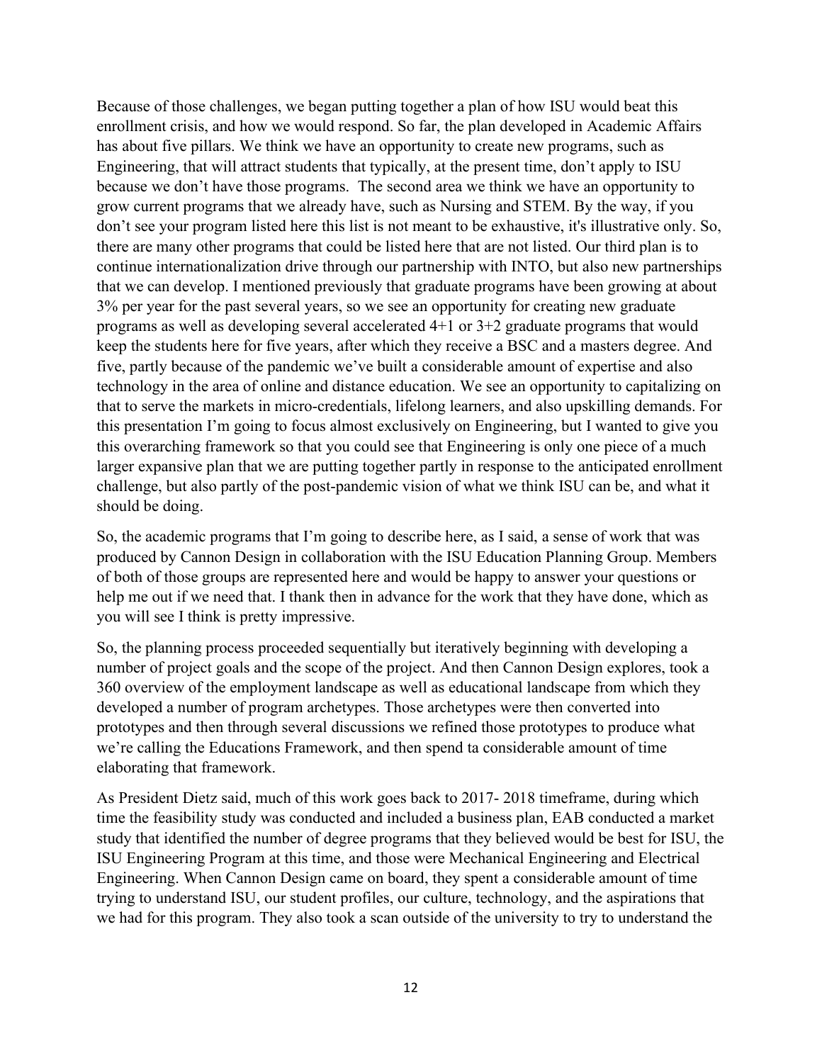Because of those challenges, we began putting together a plan of how ISU would beat this enrollment crisis, and how we would respond. So far, the plan developed in Academic Affairs has about five pillars. We think we have an opportunity to create new programs, such as Engineering, that will attract students that typically, at the present time, don't apply to ISU because we don't have those programs. The second area we think we have an opportunity to grow current programs that we already have, such as Nursing and STEM. By the way, if you don't see your program listed here this list is not meant to be exhaustive, it's illustrative only. So, there are many other programs that could be listed here that are not listed. Our third plan is to continue internationalization drive through our partnership with INTO, but also new partnerships that we can develop. I mentioned previously that graduate programs have been growing at about 3% per year for the past several years, so we see an opportunity for creating new graduate programs as well as developing several accelerated 4+1 or 3+2 graduate programs that would keep the students here for five years, after which they receive a BSC and a masters degree. And five, partly because of the pandemic we've built a considerable amount of expertise and also technology in the area of online and distance education. We see an opportunity to capitalizing on that to serve the markets in micro-credentials, lifelong learners, and also upskilling demands. For this presentation I'm going to focus almost exclusively on Engineering, but I wanted to give you this overarching framework so that you could see that Engineering is only one piece of a much larger expansive plan that we are putting together partly in response to the anticipated enrollment challenge, but also partly of the post-pandemic vision of what we think ISU can be, and what it should be doing.

So, the academic programs that I'm going to describe here, as I said, a sense of work that was produced by Cannon Design in collaboration with the ISU Education Planning Group. Members of both of those groups are represented here and would be happy to answer your questions or help me out if we need that. I thank then in advance for the work that they have done, which as you will see I think is pretty impressive.

So, the planning process proceeded sequentially but iteratively beginning with developing a number of project goals and the scope of the project. And then Cannon Design explores, took a 360 overview of the employment landscape as well as educational landscape from which they developed a number of program archetypes. Those archetypes were then converted into prototypes and then through several discussions we refined those prototypes to produce what we're calling the Educations Framework, and then spend ta considerable amount of time elaborating that framework.

As President Dietz said, much of this work goes back to 2017- 2018 timeframe, during which time the feasibility study was conducted and included a business plan, EAB conducted a market study that identified the number of degree programs that they believed would be best for ISU, the ISU Engineering Program at this time, and those were Mechanical Engineering and Electrical Engineering. When Cannon Design came on board, they spent a considerable amount of time trying to understand ISU, our student profiles, our culture, technology, and the aspirations that we had for this program. They also took a scan outside of the university to try to understand the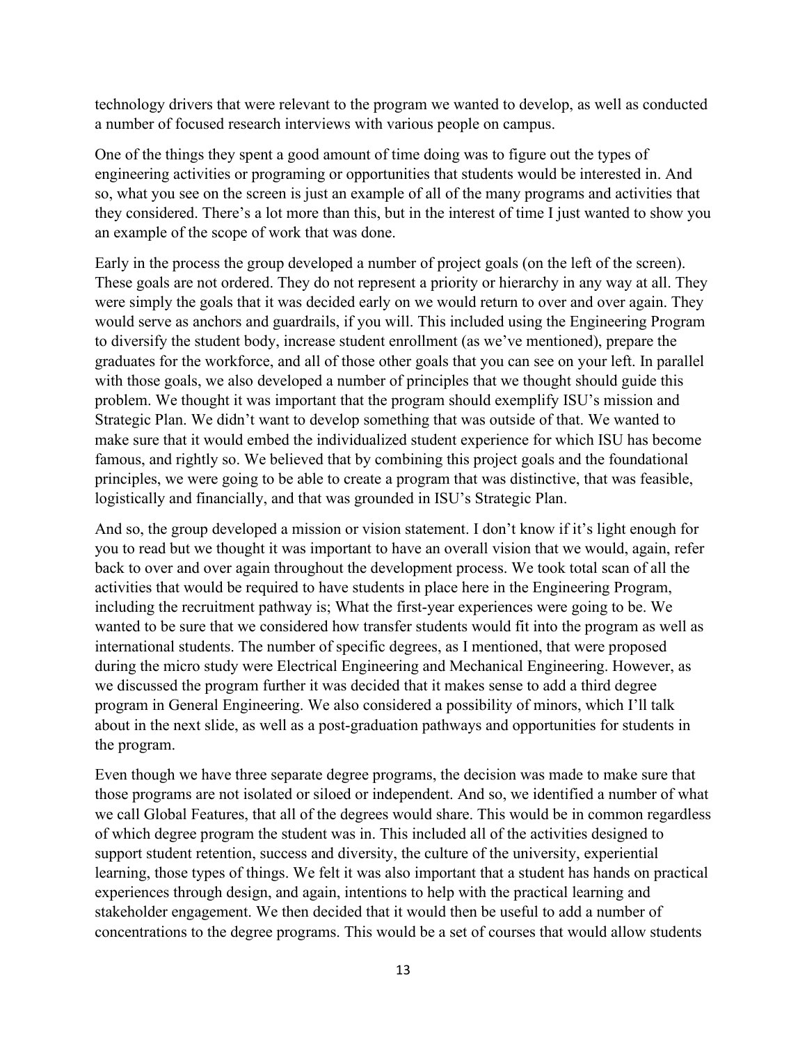technology drivers that were relevant to the program we wanted to develop, as well as conducted a number of focused research interviews with various people on campus.

One of the things they spent a good amount of time doing was to figure out the types of engineering activities or programing or opportunities that students would be interested in. And so, what you see on the screen is just an example of all of the many programs and activities that they considered. There's a lot more than this, but in the interest of time I just wanted to show you an example of the scope of work that was done.

Early in the process the group developed a number of project goals (on the left of the screen). These goals are not ordered. They do not represent a priority or hierarchy in any way at all. They were simply the goals that it was decided early on we would return to over and over again. They would serve as anchors and guardrails, if you will. This included using the Engineering Program to diversify the student body, increase student enrollment (as we've mentioned), prepare the graduates for the workforce, and all of those other goals that you can see on your left. In parallel with those goals, we also developed a number of principles that we thought should guide this problem. We thought it was important that the program should exemplify ISU's mission and Strategic Plan. We didn't want to develop something that was outside of that. We wanted to make sure that it would embed the individualized student experience for which ISU has become famous, and rightly so. We believed that by combining this project goals and the foundational principles, we were going to be able to create a program that was distinctive, that was feasible, logistically and financially, and that was grounded in ISU's Strategic Plan.

And so, the group developed a mission or vision statement. I don't know if it's light enough for you to read but we thought it was important to have an overall vision that we would, again, refer back to over and over again throughout the development process. We took total scan of all the activities that would be required to have students in place here in the Engineering Program, including the recruitment pathway is; What the first-year experiences were going to be. We wanted to be sure that we considered how transfer students would fit into the program as well as international students. The number of specific degrees, as I mentioned, that were proposed during the micro study were Electrical Engineering and Mechanical Engineering. However, as we discussed the program further it was decided that it makes sense to add a third degree program in General Engineering. We also considered a possibility of minors, which I'll talk about in the next slide, as well as a post-graduation pathways and opportunities for students in the program.

Even though we have three separate degree programs, the decision was made to make sure that those programs are not isolated or siloed or independent. And so, we identified a number of what we call Global Features, that all of the degrees would share. This would be in common regardless of which degree program the student was in. This included all of the activities designed to support student retention, success and diversity, the culture of the university, experiential learning, those types of things. We felt it was also important that a student has hands on practical experiences through design, and again, intentions to help with the practical learning and stakeholder engagement. We then decided that it would then be useful to add a number of concentrations to the degree programs. This would be a set of courses that would allow students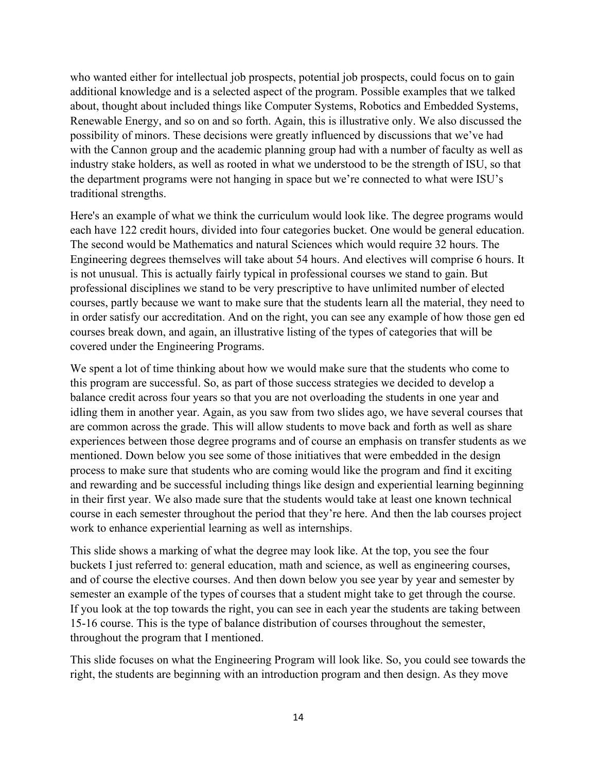who wanted either for intellectual job prospects, potential job prospects, could focus on to gain additional knowledge and is a selected aspect of the program. Possible examples that we talked about, thought about included things like Computer Systems, Robotics and Embedded Systems, Renewable Energy, and so on and so forth. Again, this is illustrative only. We also discussed the possibility of minors. These decisions were greatly influenced by discussions that we've had with the Cannon group and the academic planning group had with a number of faculty as well as industry stake holders, as well as rooted in what we understood to be the strength of ISU, so that the department programs were not hanging in space but we're connected to what were ISU's traditional strengths.

Here's an example of what we think the curriculum would look like. The degree programs would each have 122 credit hours, divided into four categories bucket. One would be general education. The second would be Mathematics and natural Sciences which would require 32 hours. The Engineering degrees themselves will take about 54 hours. And electives will comprise 6 hours. It is not unusual. This is actually fairly typical in professional courses we stand to gain. But professional disciplines we stand to be very prescriptive to have unlimited number of elected courses, partly because we want to make sure that the students learn all the material, they need to in order satisfy our accreditation. And on the right, you can see any example of how those gen ed courses break down, and again, an illustrative listing of the types of categories that will be covered under the Engineering Programs.

We spent a lot of time thinking about how we would make sure that the students who come to this program are successful. So, as part of those success strategies we decided to develop a balance credit across four years so that you are not overloading the students in one year and idling them in another year. Again, as you saw from two slides ago, we have several courses that are common across the grade. This will allow students to move back and forth as well as share experiences between those degree programs and of course an emphasis on transfer students as we mentioned. Down below you see some of those initiatives that were embedded in the design process to make sure that students who are coming would like the program and find it exciting and rewarding and be successful including things like design and experiential learning beginning in their first year. We also made sure that the students would take at least one known technical course in each semester throughout the period that they're here. And then the lab courses project work to enhance experiential learning as well as internships.

This slide shows a marking of what the degree may look like. At the top, you see the four buckets I just referred to: general education, math and science, as well as engineering courses, and of course the elective courses. And then down below you see year by year and semester by semester an example of the types of courses that a student might take to get through the course. If you look at the top towards the right, you can see in each year the students are taking between 15-16 course. This is the type of balance distribution of courses throughout the semester, throughout the program that I mentioned.

This slide focuses on what the Engineering Program will look like. So, you could see towards the right, the students are beginning with an introduction program and then design. As they move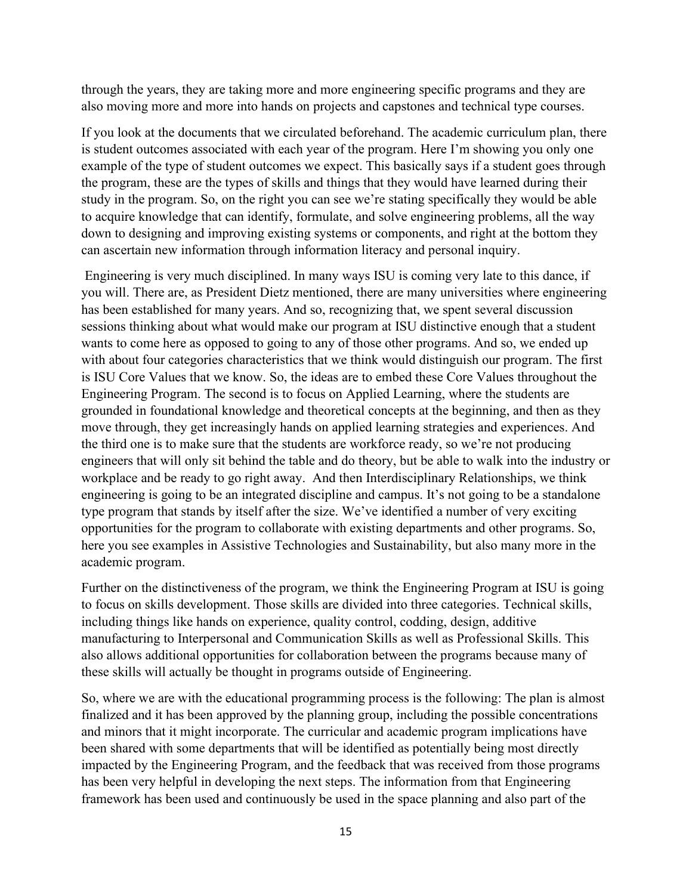through the years, they are taking more and more engineering specific programs and they are also moving more and more into hands on projects and capstones and technical type courses.

If you look at the documents that we circulated beforehand. The academic curriculum plan, there is student outcomes associated with each year of the program. Here I'm showing you only one example of the type of student outcomes we expect. This basically says if a student goes through the program, these are the types of skills and things that they would have learned during their study in the program. So, on the right you can see we're stating specifically they would be able to acquire knowledge that can identify, formulate, and solve engineering problems, all the way down to designing and improving existing systems or components, and right at the bottom they can ascertain new information through information literacy and personal inquiry.

Engineering is very much disciplined. In many ways ISU is coming very late to this dance, if you will. There are, as President Dietz mentioned, there are many universities where engineering has been established for many years. And so, recognizing that, we spent several discussion sessions thinking about what would make our program at ISU distinctive enough that a student wants to come here as opposed to going to any of those other programs. And so, we ended up with about four categories characteristics that we think would distinguish our program. The first is ISU Core Values that we know. So, the ideas are to embed these Core Values throughout the Engineering Program. The second is to focus on Applied Learning, where the students are grounded in foundational knowledge and theoretical concepts at the beginning, and then as they move through, they get increasingly hands on applied learning strategies and experiences. And the third one is to make sure that the students are workforce ready, so we're not producing engineers that will only sit behind the table and do theory, but be able to walk into the industry or workplace and be ready to go right away. And then Interdisciplinary Relationships, we think engineering is going to be an integrated discipline and campus. It's not going to be a standalone type program that stands by itself after the size. We've identified a number of very exciting opportunities for the program to collaborate with existing departments and other programs. So, here you see examples in Assistive Technologies and Sustainability, but also many more in the academic program.

Further on the distinctiveness of the program, we think the Engineering Program at ISU is going to focus on skills development. Those skills are divided into three categories. Technical skills, including things like hands on experience, quality control, codding, design, additive manufacturing to Interpersonal and Communication Skills as well as Professional Skills. This also allows additional opportunities for collaboration between the programs because many of these skills will actually be thought in programs outside of Engineering.

So, where we are with the educational programming process is the following: The plan is almost finalized and it has been approved by the planning group, including the possible concentrations and minors that it might incorporate. The curricular and academic program implications have been shared with some departments that will be identified as potentially being most directly impacted by the Engineering Program, and the feedback that was received from those programs has been very helpful in developing the next steps. The information from that Engineering framework has been used and continuously be used in the space planning and also part of the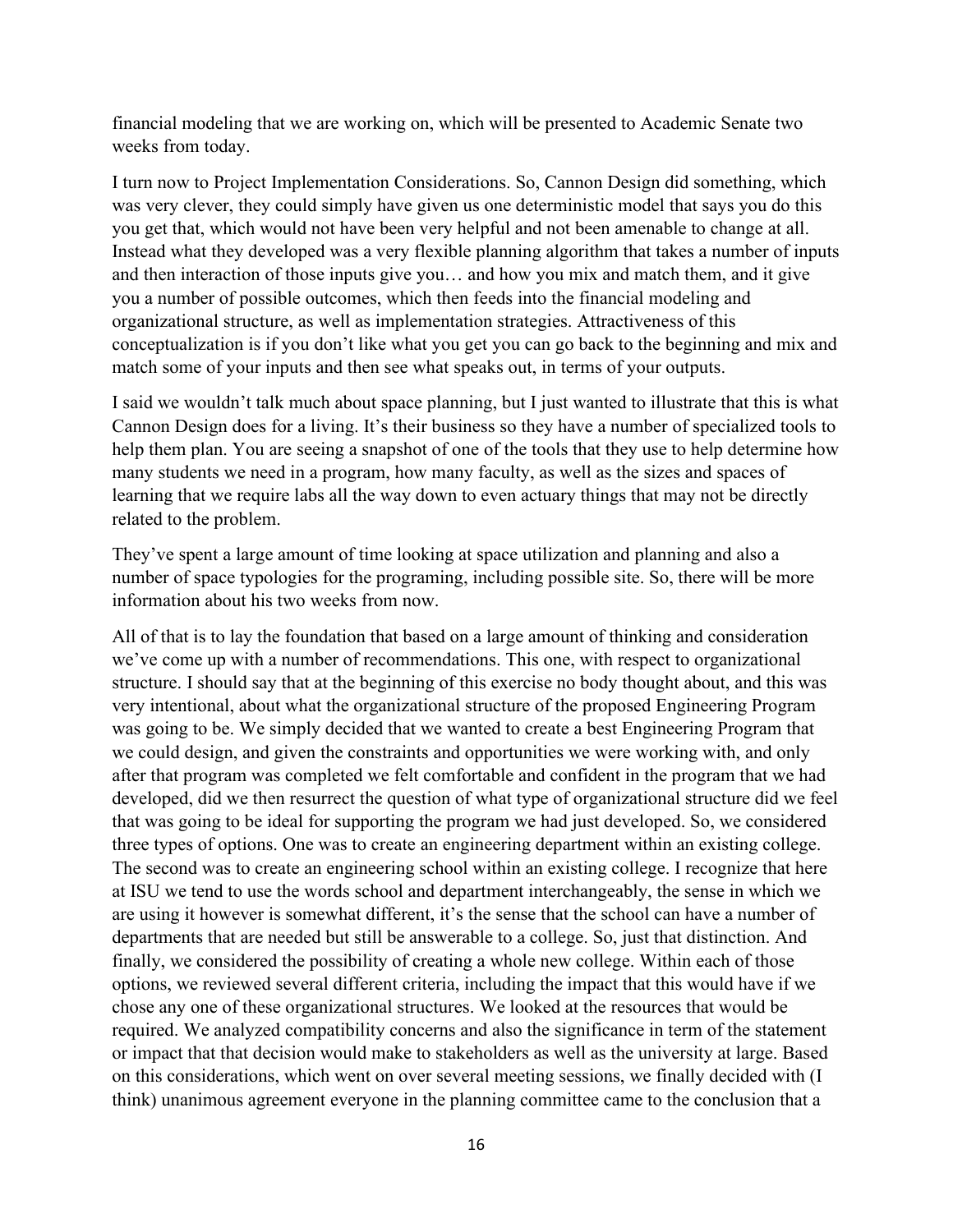financial modeling that we are working on, which will be presented to Academic Senate two weeks from today.

I turn now to Project Implementation Considerations. So, Cannon Design did something, which was very clever, they could simply have given us one deterministic model that says you do this you get that, which would not have been very helpful and not been amenable to change at all. Instead what they developed was a very flexible planning algorithm that takes a number of inputs and then interaction of those inputs give you… and how you mix and match them, and it give you a number of possible outcomes, which then feeds into the financial modeling and organizational structure, as well as implementation strategies. Attractiveness of this conceptualization is if you don't like what you get you can go back to the beginning and mix and match some of your inputs and then see what speaks out, in terms of your outputs.

I said we wouldn't talk much about space planning, but I just wanted to illustrate that this is what Cannon Design does for a living. It's their business so they have a number of specialized tools to help them plan. You are seeing a snapshot of one of the tools that they use to help determine how many students we need in a program, how many faculty, as well as the sizes and spaces of learning that we require labs all the way down to even actuary things that may not be directly related to the problem.

They've spent a large amount of time looking at space utilization and planning and also a number of space typologies for the programing, including possible site. So, there will be more information about his two weeks from now.

All of that is to lay the foundation that based on a large amount of thinking and consideration we've come up with a number of recommendations. This one, with respect to organizational structure. I should say that at the beginning of this exercise no body thought about, and this was very intentional, about what the organizational structure of the proposed Engineering Program was going to be. We simply decided that we wanted to create a best Engineering Program that we could design, and given the constraints and opportunities we were working with, and only after that program was completed we felt comfortable and confident in the program that we had developed, did we then resurrect the question of what type of organizational structure did we feel that was going to be ideal for supporting the program we had just developed. So, we considered three types of options. One was to create an engineering department within an existing college. The second was to create an engineering school within an existing college. I recognize that here at ISU we tend to use the words school and department interchangeably, the sense in which we are using it however is somewhat different, it's the sense that the school can have a number of departments that are needed but still be answerable to a college. So, just that distinction. And finally, we considered the possibility of creating a whole new college. Within each of those options, we reviewed several different criteria, including the impact that this would have if we chose any one of these organizational structures. We looked at the resources that would be required. We analyzed compatibility concerns and also the significance in term of the statement or impact that that decision would make to stakeholders as well as the university at large. Based on this considerations, which went on over several meeting sessions, we finally decided with (I think) unanimous agreement everyone in the planning committee came to the conclusion that a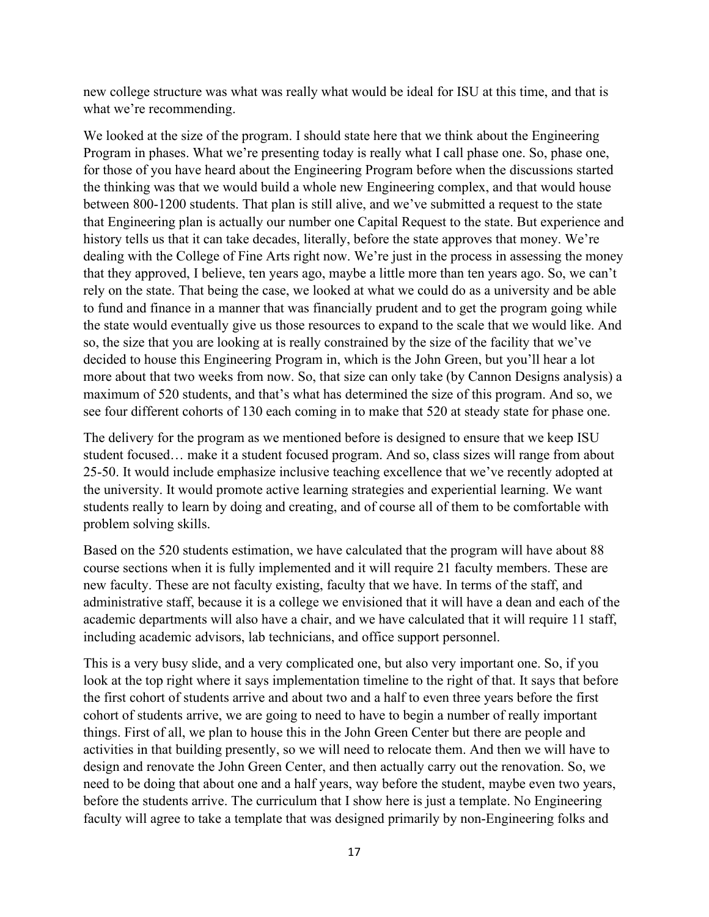new college structure was what was really what would be ideal for ISU at this time, and that is what we're recommending.

We looked at the size of the program. I should state here that we think about the Engineering Program in phases. What we're presenting today is really what I call phase one. So, phase one, for those of you have heard about the Engineering Program before when the discussions started the thinking was that we would build a whole new Engineering complex, and that would house between 800-1200 students. That plan is still alive, and we've submitted a request to the state that Engineering plan is actually our number one Capital Request to the state. But experience and history tells us that it can take decades, literally, before the state approves that money. We're dealing with the College of Fine Arts right now. We're just in the process in assessing the money that they approved, I believe, ten years ago, maybe a little more than ten years ago. So, we can't rely on the state. That being the case, we looked at what we could do as a university and be able to fund and finance in a manner that was financially prudent and to get the program going while the state would eventually give us those resources to expand to the scale that we would like. And so, the size that you are looking at is really constrained by the size of the facility that we've decided to house this Engineering Program in, which is the John Green, but you'll hear a lot more about that two weeks from now. So, that size can only take (by Cannon Designs analysis) a maximum of 520 students, and that's what has determined the size of this program. And so, we see four different cohorts of 130 each coming in to make that 520 at steady state for phase one.

The delivery for the program as we mentioned before is designed to ensure that we keep ISU student focused… make it a student focused program. And so, class sizes will range from about 25-50. It would include emphasize inclusive teaching excellence that we've recently adopted at the university. It would promote active learning strategies and experiential learning. We want students really to learn by doing and creating, and of course all of them to be comfortable with problem solving skills.

Based on the 520 students estimation, we have calculated that the program will have about 88 course sections when it is fully implemented and it will require 21 faculty members. These are new faculty. These are not faculty existing, faculty that we have. In terms of the staff, and administrative staff, because it is a college we envisioned that it will have a dean and each of the academic departments will also have a chair, and we have calculated that it will require 11 staff, including academic advisors, lab technicians, and office support personnel.

This is a very busy slide, and a very complicated one, but also very important one. So, if you look at the top right where it says implementation timeline to the right of that. It says that before the first cohort of students arrive and about two and a half to even three years before the first cohort of students arrive, we are going to need to have to begin a number of really important things. First of all, we plan to house this in the John Green Center but there are people and activities in that building presently, so we will need to relocate them. And then we will have to design and renovate the John Green Center, and then actually carry out the renovation. So, we need to be doing that about one and a half years, way before the student, maybe even two years, before the students arrive. The curriculum that I show here is just a template. No Engineering faculty will agree to take a template that was designed primarily by non-Engineering folks and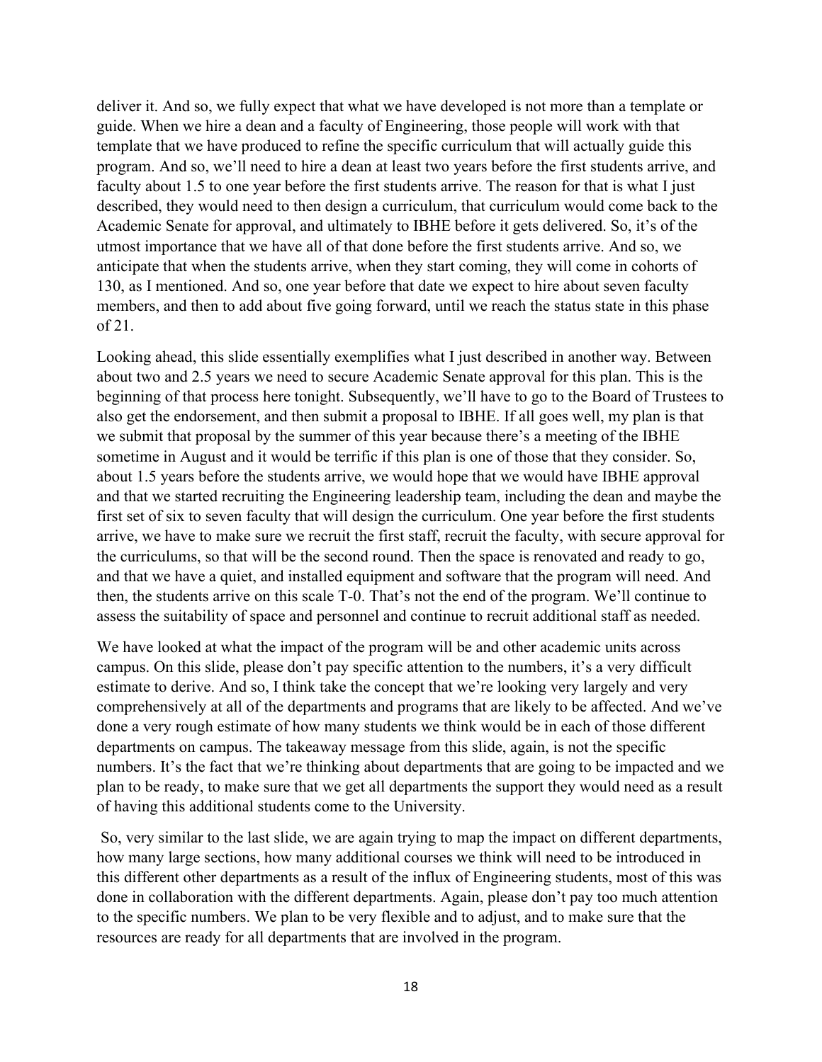deliver it. And so, we fully expect that what we have developed is not more than a template or guide. When we hire a dean and a faculty of Engineering, those people will work with that template that we have produced to refine the specific curriculum that will actually guide this program. And so, we'll need to hire a dean at least two years before the first students arrive, and faculty about 1.5 to one year before the first students arrive. The reason for that is what I just described, they would need to then design a curriculum, that curriculum would come back to the Academic Senate for approval, and ultimately to IBHE before it gets delivered. So, it's of the utmost importance that we have all of that done before the first students arrive. And so, we anticipate that when the students arrive, when they start coming, they will come in cohorts of 130, as I mentioned. And so, one year before that date we expect to hire about seven faculty members, and then to add about five going forward, until we reach the status state in this phase of 21.

Looking ahead, this slide essentially exemplifies what I just described in another way. Between about two and 2.5 years we need to secure Academic Senate approval for this plan. This is the beginning of that process here tonight. Subsequently, we'll have to go to the Board of Trustees to also get the endorsement, and then submit a proposal to IBHE. If all goes well, my plan is that we submit that proposal by the summer of this year because there's a meeting of the IBHE sometime in August and it would be terrific if this plan is one of those that they consider. So, about 1.5 years before the students arrive, we would hope that we would have IBHE approval and that we started recruiting the Engineering leadership team, including the dean and maybe the first set of six to seven faculty that will design the curriculum. One year before the first students arrive, we have to make sure we recruit the first staff, recruit the faculty, with secure approval for the curriculums, so that will be the second round. Then the space is renovated and ready to go, and that we have a quiet, and installed equipment and software that the program will need. And then, the students arrive on this scale T-0. That's not the end of the program. We'll continue to assess the suitability of space and personnel and continue to recruit additional staff as needed.

We have looked at what the impact of the program will be and other academic units across campus. On this slide, please don't pay specific attention to the numbers, it's a very difficult estimate to derive. And so, I think take the concept that we're looking very largely and very comprehensively at all of the departments and programs that are likely to be affected. And we've done a very rough estimate of how many students we think would be in each of those different departments on campus. The takeaway message from this slide, again, is not the specific numbers. It's the fact that we're thinking about departments that are going to be impacted and we plan to be ready, to make sure that we get all departments the support they would need as a result of having this additional students come to the University.

So, very similar to the last slide, we are again trying to map the impact on different departments, how many large sections, how many additional courses we think will need to be introduced in this different other departments as a result of the influx of Engineering students, most of this was done in collaboration with the different departments. Again, please don't pay too much attention to the specific numbers. We plan to be very flexible and to adjust, and to make sure that the resources are ready for all departments that are involved in the program.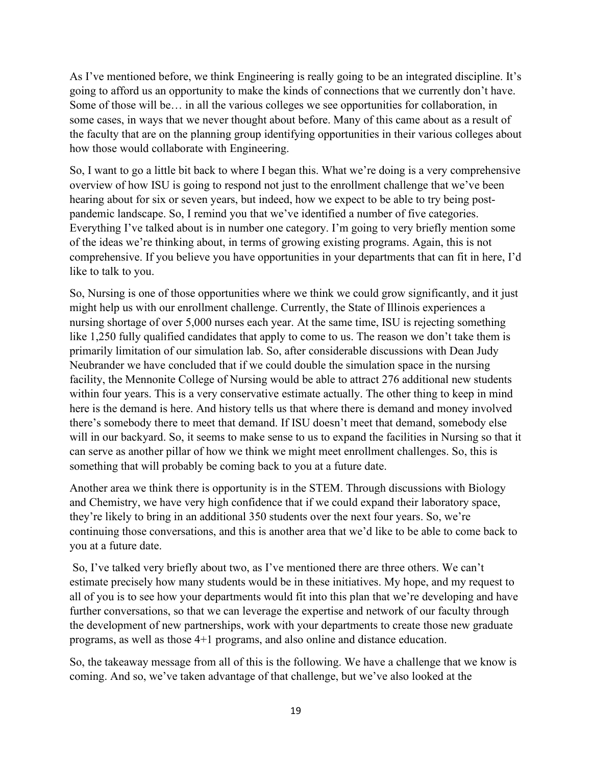As I've mentioned before, we think Engineering is really going to be an integrated discipline. It's going to afford us an opportunity to make the kinds of connections that we currently don't have. Some of those will be… in all the various colleges we see opportunities for collaboration, in some cases, in ways that we never thought about before. Many of this came about as a result of the faculty that are on the planning group identifying opportunities in their various colleges about how those would collaborate with Engineering.

So, I want to go a little bit back to where I began this. What we're doing is a very comprehensive overview of how ISU is going to respond not just to the enrollment challenge that we've been hearing about for six or seven years, but indeed, how we expect to be able to try being post-pandemic landscape. So, I remind you that we've identified a number of five categories. Everything I've talked about is in number one category. I'm going to very briefly mention some of the ideas we're thinking about, in terms of growing existing programs. Again, this is not comprehensive. If you believe you have opportunities in your departments that can fit in here, I'd like to talk to you.

So, Nursing is one of those opportunities where we think we could grow significantly, and it just might help us with our enrollment challenge. Currently, the State of Illinois experiences a nursing shortage of over 5,000 nurses each year. At the same time, ISU is rejecting something like 1,250 fully qualified candidates that apply to come to us. The reason we don't take them is primarily limitation of our simulation lab. So, after considerable discussions with Dean Judy Neubrander we have concluded that if we could double the simulation space in the nursing facility, the Mennonite College of Nursing would be able to attract 276 additional new students within four years. This is a very conservative estimate actually. The other thing to keep in mind here is the demand is here. And history tells us that where there is demand and money involved there's somebody there to meet that demand. If ISU doesn't meet that demand, somebody else will in our backyard. So, it seems to make sense to us to expand the facilities in Nursing so that it can serve as another pillar of how we think we might meet enrollment challenges. So, this is something that will probably be coming back to you at a future date.

Another area we think there is opportunity is in the STEM. Through discussions with Biology and Chemistry, we have very high confidence that if we could expand their laboratory space, they're likely to bring in an additional 350 students over the next four years. So, we're continuing those conversations, and this is another area that we'd like to be able to come back to you at a future date.

So, I've talked very briefly about two, as I've mentioned there are three others. We can't estimate precisely how many students would be in these initiatives. My hope, and my request to all of you is to see how your departments would fit into this plan that we're developing and have further conversations, so that we can leverage the expertise and network of our faculty through the development of new partnerships, work with your departments to create those new graduate programs, as well as those 4+1 programs, and also online and distance education.

So, the takeaway message from all of this is the following. We have a challenge that we know is coming. And so, we've taken advantage of that challenge, but we've also looked at the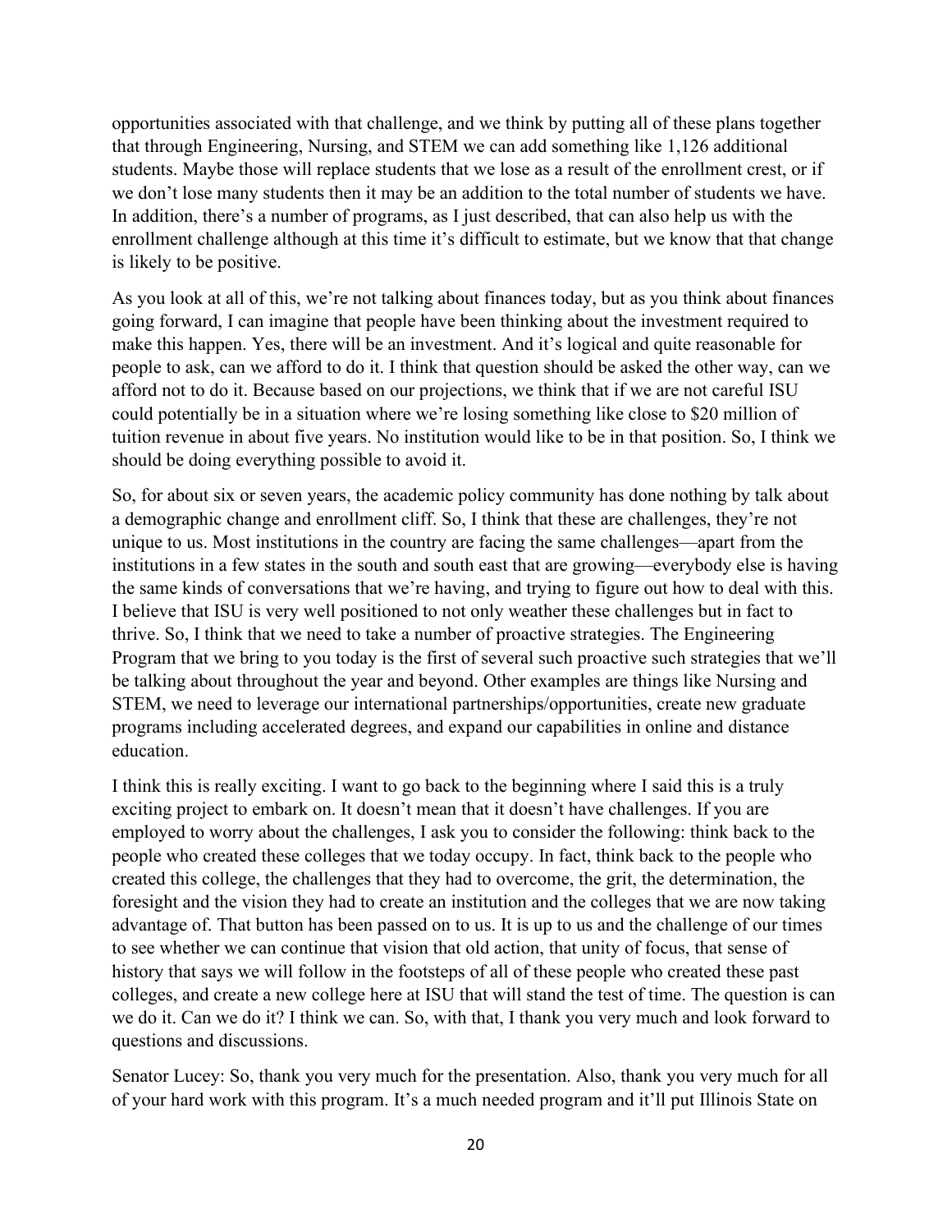opportunities associated with that challenge, and we think by putting all of these plans together that through Engineering, Nursing, and STEM we can add something like 1,126 additional students. Maybe those will replace students that we lose as a result of the enrollment crest, or if we don't lose many students then it may be an addition to the total number of students we have. In addition, there's a number of programs, as I just described, that can also help us with the enrollment challenge although at this time it's difficult to estimate, but we know that that change is likely to be positive.

As you look at all of this, we're not talking about finances today, but as you think about finances going forward, I can imagine that people have been thinking about the investment required to make this happen. Yes, there will be an investment. And it's logical and quite reasonable for people to ask, can we afford to do it. I think that question should be asked the other way, can we afford not to do it. Because based on our projections, we think that if we are not careful ISU could potentially be in a situation where we're losing something like close to $20 million of tuition revenue in about five years. No institution would like to be in that position. So, I think we should be doing everything possible to avoid it.

So, for about six or seven years, the academic policy community has done nothing by talk about a demographic change and enrollment cliff. So, I think that these are challenges, they're not unique to us. Most institutions in the country are facing the same challenges—apart from the institutions in a few states in the south and south east that are growing—everybody else is having the same kinds of conversations that we're having, and trying to figure out how to deal with this. I believe that ISU is very well positioned to not only weather these challenges but in fact to thrive. So, I think that we need to take a number of proactive strategies. The Engineering Program that we bring to you today is the first of several such proactive such strategies that we'll be talking about throughout the year and beyond. Other examples are things like Nursing and STEM, we need to leverage our international partnerships/opportunities, create new graduate programs including accelerated degrees, and expand our capabilities in online and distance education.

I think this is really exciting. I want to go back to the beginning where I said this is a truly exciting project to embark on. It doesn't mean that it doesn't have challenges. If you are employed to worry about the challenges, I ask you to consider the following: think back to the people who created these colleges that we today occupy. In fact, think back to the people who created this college, the challenges that they had to overcome, the grit, the determination, the foresight and the vision they had to create an institution and the colleges that we are now taking advantage of. That button has been passed on to us. It is up to us and the challenge of our times to see whether we can continue that vision that old action, that unity of focus, that sense of history that says we will follow in the footsteps of all of these people who created these past colleges, and create a new college here at ISU that will stand the test of time. The question is can we do it. Can we do it? I think we can. So, with that, I thank you very much and look forward to questions and discussions.

Senator Lucey: So, thank you very much for the presentation. Also, thank you very much for all of your hard work with this program. It's a much needed program and it'll put Illinois State on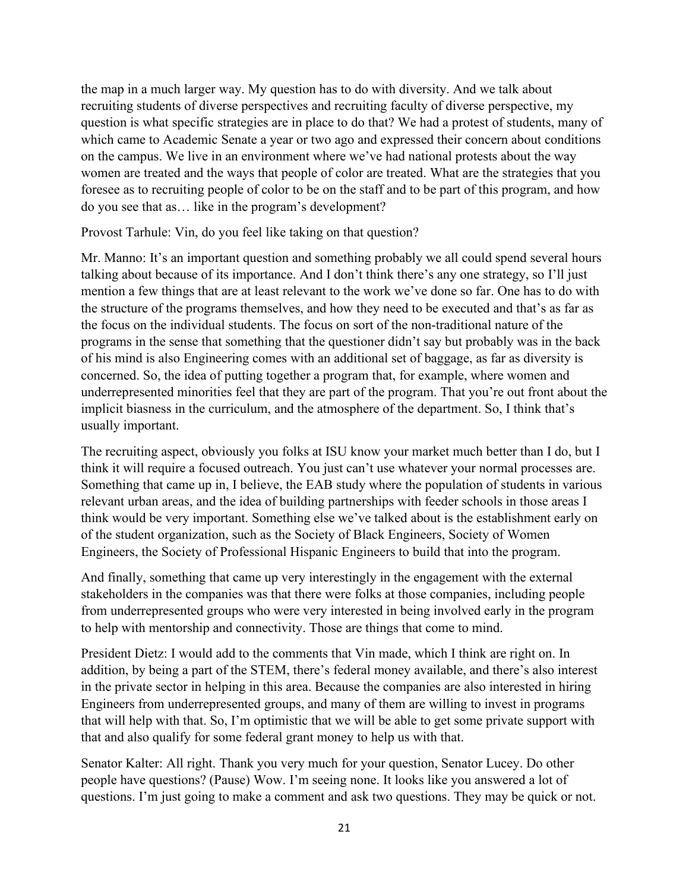the map in a much larger way. My question has to do with diversity. And we talk about recruiting students of diverse perspectives and recruiting faculty of diverse perspective, my question is what specific strategies are in place to do that? We had a protest of students, many of which came to Academic Senate a year or two ago and expressed their concern about conditions on the campus. We live in an environment where we've had national protests about the way women are treated and the ways that people of color are treated. What are the strategies that you foresee as to recruiting people of color to be on the staff and to be part of this program, and how do you see that as… like in the program's development?

Provost Tarhule: Vin, do you feel like taking on that question?

Mr. Manno: It's an important question and something probably we all could spend several hours talking about because of its importance. And I don't think there's any one strategy, so I'll just mention a few things that are at least relevant to the work we've done so far. One has to do with the structure of the programs themselves, and how they need to be executed and that's as far as the focus on the individual students. The focus on sort of the non-traditional nature of the programs in the sense that something that the questioner didn't say but probably was in the back of his mind is also Engineering comes with an additional set of baggage, as far as diversity is concerned. So, the idea of putting together a program that, for example, where women and underrepresented minorities feel that they are part of the program. That you're out front about the implicit biasness in the curriculum, and the atmosphere of the department. So, I think that's usually important.

The recruiting aspect, obviously you folks at ISU know your market much better than I do, but I think it will require a focused outreach. You just can't use whatever your normal processes are. Something that came up in, I believe, the EAB study where the population of students in various relevant urban areas, and the idea of building partnerships with feeder schools in those areas I think would be very important. Something else we've talked about is the establishment early on of the student organization, such as the Society of Black Engineers, Society of Women Engineers, the Society of Professional Hispanic Engineers to build that into the program.

And finally, something that came up very interestingly in the engagement with the external stakeholders in the companies was that there were folks at those companies, including people from underrepresented groups who were very interested in being involved early in the program to help with mentorship and connectivity. Those are things that come to mind.

President Dietz: I would add to the comments that Vin made, which I think are right on. In addition, by being a part of the STEM, there's federal money available, and there's also interest in the private sector in helping in this area. Because the companies are also interested in hiring Engineers from underrepresented groups, and many of them are willing to invest in programs that will help with that. So, I'm optimistic that we will be able to get some private support with that and also qualify for some federal grant money to help us with that.

Senator Kalter: All right. Thank you very much for your question, Senator Lucey. Do other people have questions? (Pause) Wow. I'm seeing none. It looks like you answered a lot of questions. I'm just going to make a comment and ask two questions. They may be quick or not.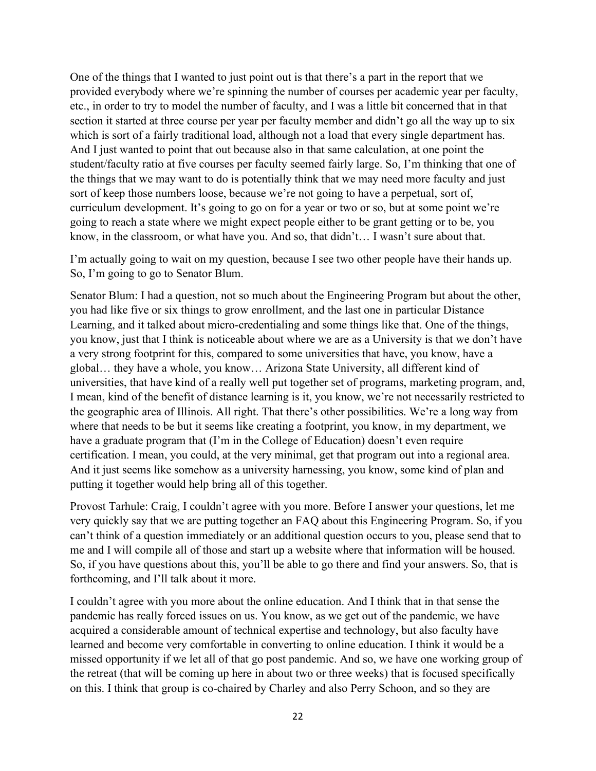One of the things that I wanted to just point out is that there's a part in the report that we provided everybody where we're spinning the number of courses per academic year per faculty, etc., in order to try to model the number of faculty, and I was a little bit concerned that in that section it started at three course per year per faculty member and didn't go all the way up to six which is sort of a fairly traditional load, although not a load that every single department has. And I just wanted to point that out because also in that same calculation, at one point the student/faculty ratio at five courses per faculty seemed fairly large. So, I'm thinking that one of the things that we may want to do is potentially think that we may need more faculty and just sort of keep those numbers loose, because we're not going to have a perpetual, sort of, curriculum development. It's going to go on for a year or two or so, but at some point we're going to reach a state where we might expect people either to be grant getting or to be, you know, in the classroom, or what have you. And so, that didn't… I wasn't sure about that.

I'm actually going to wait on my question, because I see two other people have their hands up. So, I'm going to go to Senator Blum.

Senator Blum: I had a question, not so much about the Engineering Program but about the other, you had like five or six things to grow enrollment, and the last one in particular Distance Learning, and it talked about micro-credentialing and some things like that. One of the things, you know, just that I think is noticeable about where we are as a University is that we don't have a very strong footprint for this, compared to some universities that have, you know, have a global… they have a whole, you know… Arizona State University, all different kind of universities, that have kind of a really well put together set of programs, marketing program, and, I mean, kind of the benefit of distance learning is it, you know, we're not necessarily restricted to the geographic area of Illinois. All right. That there's other possibilities. We're a long way from where that needs to be but it seems like creating a footprint, you know, in my department, we have a graduate program that (I'm in the College of Education) doesn't even require certification. I mean, you could, at the very minimal, get that program out into a regional area. And it just seems like somehow as a university harnessing, you know, some kind of plan and putting it together would help bring all of this together.

Provost Tarhule: Craig, I couldn't agree with you more. Before I answer your questions, let me very quickly say that we are putting together an FAQ about this Engineering Program. So, if you can't think of a question immediately or an additional question occurs to you, please send that to me and I will compile all of those and start up a website where that information will be housed. So, if you have questions about this, you'll be able to go there and find your answers. So, that is forthcoming, and I'll talk about it more.

I couldn't agree with you more about the online education. And I think that in that sense the pandemic has really forced issues on us. You know, as we get out of the pandemic, we have acquired a considerable amount of technical expertise and technology, but also faculty have learned and become very comfortable in converting to online education. I think it would be a missed opportunity if we let all of that go post pandemic. And so, we have one working group of the retreat (that will be coming up here in about two or three weeks) that is focused specifically on this. I think that group is co-chaired by Charley and also Perry Schoon, and so they are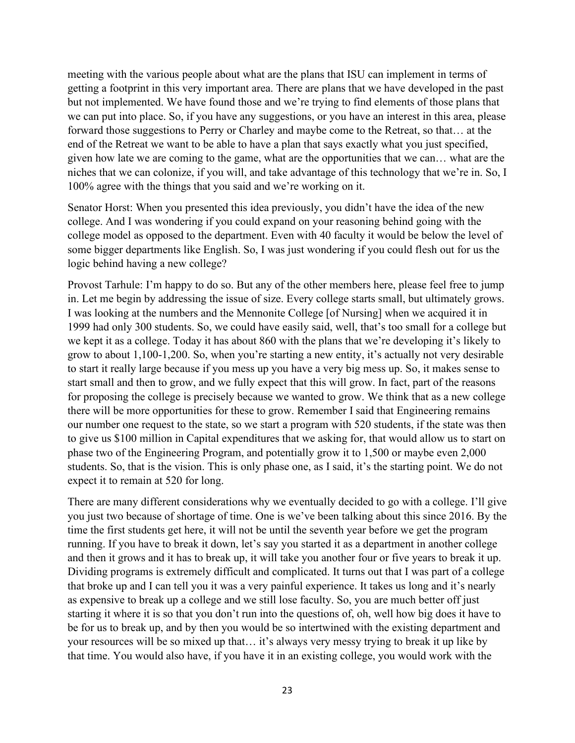meeting with the various people about what are the plans that ISU can implement in terms of getting a footprint in this very important area. There are plans that we have developed in the past but not implemented. We have found those and we're trying to find elements of those plans that we can put into place. So, if you have any suggestions, or you have an interest in this area, please forward those suggestions to Perry or Charley and maybe come to the Retreat, so that… at the end of the Retreat we want to be able to have a plan that says exactly what you just specified, given how late we are coming to the game, what are the opportunities that we can… what are the niches that we can colonize, if you will, and take advantage of this technology that we're in. So, I 100% agree with the things that you said and we're working on it.

Senator Horst: When you presented this idea previously, you didn't have the idea of the new college. And I was wondering if you could expand on your reasoning behind going with the college model as opposed to the department. Even with 40 faculty it would be below the level of some bigger departments like English. So, I was just wondering if you could flesh out for us the logic behind having a new college?

Provost Tarhule: I'm happy to do so. But any of the other members here, please feel free to jump in. Let me begin by addressing the issue of size. Every college starts small, but ultimately grows. I was looking at the numbers and the Mennonite College [of Nursing] when we acquired it in 1999 had only 300 students. So, we could have easily said, well, that's too small for a college but we kept it as a college. Today it has about 860 with the plans that we're developing it's likely to grow to about 1,100-1,200. So, when you're starting a new entity, it's actually not very desirable to start it really large because if you mess up you have a very big mess up. So, it makes sense to start small and then to grow, and we fully expect that this will grow. In fact, part of the reasons for proposing the college is precisely because we wanted to grow. We think that as a new college there will be more opportunities for these to grow. Remember I said that Engineering remains our number one request to the state, so we start a program with 520 students, if the state was then to give us \$100 million in Capital expenditures that we asking for, that would allow us to start on phase two of the Engineering Program, and potentially grow it to 1,500 or maybe even 2,000 students. So, that is the vision. This is only phase one, as I said, it's the starting point. We do not expect it to remain at 520 for long.

There are many different considerations why we eventually decided to go with a college. I'll give you just two because of shortage of time. One is we've been talking about this since 2016. By the time the first students get here, it will not be until the seventh year before we get the program running. If you have to break it down, let's say you started it as a department in another college and then it grows and it has to break up, it will take you another four or five years to break it up. Dividing programs is extremely difficult and complicated. It turns out that I was part of a college that broke up and I can tell you it was a very painful experience. It takes us long and it's nearly as expensive to break up a college and we still lose faculty. So, you are much better off just starting it where it is so that you don't run into the questions of, oh, well how big does it have to be for us to break up, and by then you would be so intertwined with the existing department and your resources will be so mixed up that… it's always very messy trying to break it up like by that time. You would also have, if you have it in an existing college, you would work with the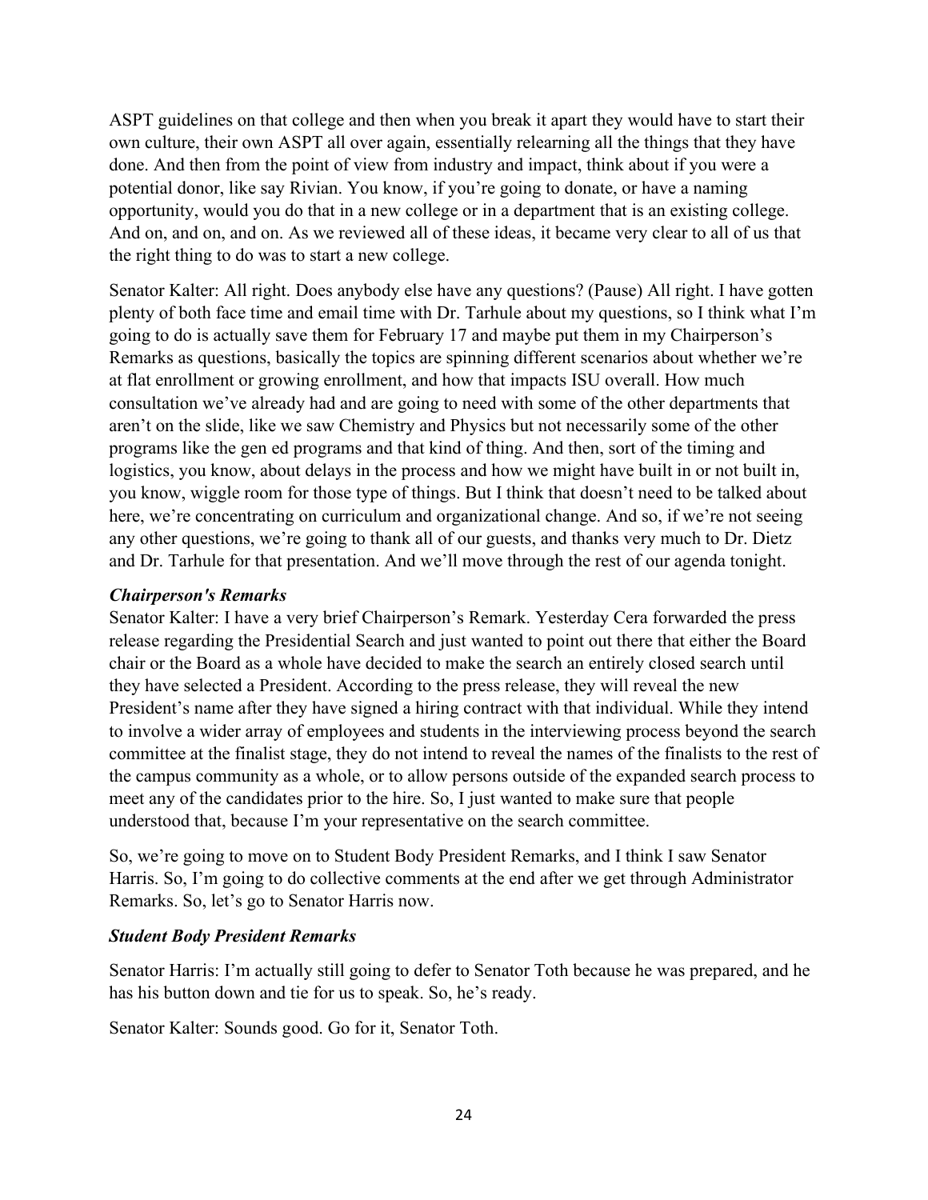ASPT guidelines on that college and then when you break it apart they would have to start their own culture, their own ASPT all over again, essentially relearning all the things that they have done. And then from the point of view from industry and impact, think about if you were a potential donor, like say Rivian. You know, if you're going to donate, or have a naming opportunity, would you do that in a new college or in a department that is an existing college. And on, and on, and on. As we reviewed all of these ideas, it became very clear to all of us that the right thing to do was to start a new college.

Senator Kalter: All right. Does anybody else have any questions? (Pause) All right. I have gotten plenty of both face time and email time with Dr. Tarhule about my questions, so I think what I'm going to do is actually save them for February 17 and maybe put them in my Chairperson's Remarks as questions, basically the topics are spinning different scenarios about whether we're at flat enrollment or growing enrollment, and how that impacts ISU overall. How much consultation we've already had and are going to need with some of the other departments that aren't on the slide, like we saw Chemistry and Physics but not necessarily some of the other programs like the gen ed programs and that kind of thing. And then, sort of the timing and logistics, you know, about delays in the process and how we might have built in or not built in, you know, wiggle room for those type of things. But I think that doesn't need to be talked about here, we're concentrating on curriculum and organizational change. And so, if we're not seeing any other questions, we're going to thank all of our guests, and thanks very much to Dr. Dietz and Dr. Tarhule for that presentation. And we'll move through the rest of our agenda tonight.

### *Chairperson's Remarks*

Senator Kalter: I have a very brief Chairperson's Remark. Yesterday Cera forwarded the press release regarding the Presidential Search and just wanted to point out there that either the Board chair or the Board as a whole have decided to make the search an entirely closed search until they have selected a President. According to the press release, they will reveal the new President's name after they have signed a hiring contract with that individual. While they intend to involve a wider array of employees and students in the interviewing process beyond the search committee at the finalist stage, they do not intend to reveal the names of the finalists to the rest of the campus community as a whole, or to allow persons outside of the expanded search process to meet any of the candidates prior to the hire. So, I just wanted to make sure that people understood that, because I'm your representative on the search committee.

So, we're going to move on to Student Body President Remarks, and I think I saw Senator Harris. So, I'm going to do collective comments at the end after we get through Administrator Remarks. So, let's go to Senator Harris now.

### *Student Body President Remarks*

Senator Harris: I'm actually still going to defer to Senator Toth because he was prepared, and he has his button down and tie for us to speak. So, he's ready.

Senator Kalter: Sounds good. Go for it, Senator Toth.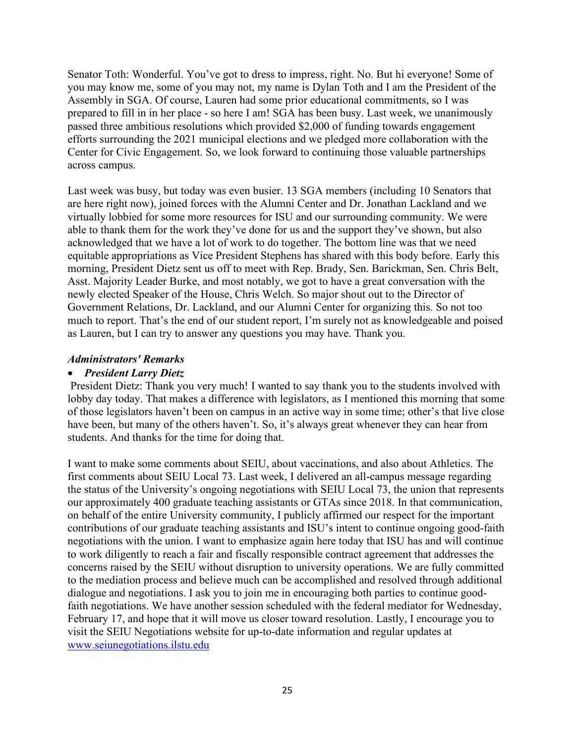Senator Toth: Wonderful. You've got to dress to impress, right. No. But hi everyone! Some of you may know me, some of you may not, my name is Dylan Toth and I am the President of the Assembly in SGA. Of course, Lauren had some prior educational commitments, so I was prepared to fill in in her place - so here I am! SGA has been busy. Last week, we unanimously passed three ambitious resolutions which provided $2,000 of funding towards engagement efforts surrounding the 2021 municipal elections and we pledged more collaboration with the Center for Civic Engagement. So, we look forward to continuing those valuable partnerships across campus.

Last week was busy, but today was even busier. 13 SGA members (including 10 Senators that are here right now), joined forces with the Alumni Center and Dr. Jonathan Lackland and we virtually lobbied for some more resources for ISU and our surrounding community. We were able to thank them for the work they've done for us and the support they've shown, but also acknowledged that we have a lot of work to do together. The bottom line was that we need equitable appropriations as Vice President Stephens has shared with this body before. Early this morning, President Dietz sent us off to meet with Rep. Brady, Sen. Barickman, Sen. Chris Belt, Asst. Majority Leader Burke, and most notably, we got to have a great conversation with the newly elected Speaker of the House, Chris Welch. So major shout out to the Director of Government Relations, Dr. Lackland, and our Alumni Center for organizing this. So not too much to report. That's the end of our student report, I'm surely not as knowledgeable and poised as Lauren, but I can try to answer any questions you may have. Thank you.

***Administrators' Remarks***

- ***President Larry Dietz***

President Dietz: Thank you very much! I wanted to say thank you to the students involved with lobby day today. That makes a difference with legislators, as I mentioned this morning that some of those legislators haven't been on campus in an active way in some time; other's that live close have been, but many of the others haven't. So, it's always great whenever they can hear from students. And thanks for the time for doing that.

I want to make some comments about SEIU, about vaccinations, and also about Athletics. The first comments about SEIU Local 73. Last week, I delivered an all-campus message regarding the status of the University's ongoing negotiations with SEIU Local 73, the union that represents our approximately 400 graduate teaching assistants or GTAs since 2018. In that communication, on behalf of the entire University community, I publicly affirmed our respect for the important contributions of our graduate teaching assistants and ISU's intent to continue ongoing good-faith negotiations with the union. I want to emphasize again here today that ISU has and will continue to work diligently to reach a fair and fiscally responsible contract agreement that addresses the concerns raised by the SEIU without disruption to university operations. We are fully committed to the mediation process and believe much can be accomplished and resolved through additional dialogue and negotiations. I ask you to join me in encouraging both parties to continue good-faith negotiations. We have another session scheduled with the federal mediator for Wednesday, February 17, and hope that it will move us closer toward resolution. Lastly, I encourage you to visit the SEIU Negotiations website for up-to-date information and regular updates at [www.seiunegotiations.ilstu.edu](www.seiunegotiations.ilstu.edu)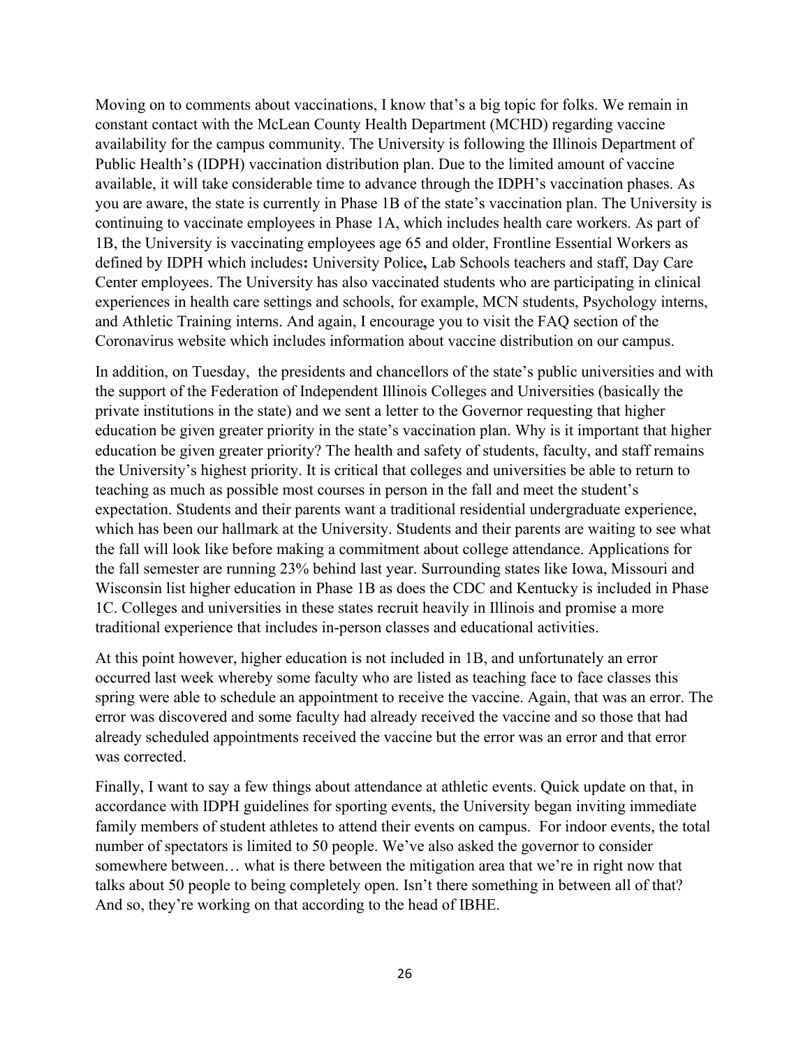Moving on to comments about vaccinations, I know that's a big topic for folks. We remain in constant contact with the McLean County Health Department (MCHD) regarding vaccine availability for the campus community. The University is following the Illinois Department of Public Health's (IDPH) vaccination distribution plan. Due to the limited amount of vaccine available, it will take considerable time to advance through the IDPH's vaccination phases. As you are aware, the state is currently in Phase 1B of the state's vaccination plan. The University is continuing to vaccinate employees in Phase 1A, which includes health care workers. As part of 1B, the University is vaccinating employees age 65 and older, Frontline Essential Workers as defined by IDPH which includes**:** University Police**,** Lab Schools teachers and staff, Day Care Center employees. The University has also vaccinated students who are participating in clinical experiences in health care settings and schools, for example, MCN students, Psychology interns, and Athletic Training interns. And again, I encourage you to visit the FAQ section of the Coronavirus website which includes information about vaccine distribution on our campus.

In addition, on Tuesday, the presidents and chancellors of the state's public universities and with the support of the Federation of Independent Illinois Colleges and Universities (basically the private institutions in the state) and we sent a letter to the Governor requesting that higher education be given greater priority in the state's vaccination plan. Why is it important that higher education be given greater priority? The health and safety of students, faculty, and staff remains the University's highest priority. It is critical that colleges and universities be able to return to teaching as much as possible most courses in person in the fall and meet the student's expectation. Students and their parents want a traditional residential undergraduate experience, which has been our hallmark at the University. Students and their parents are waiting to see what the fall will look like before making a commitment about college attendance. Applications for the fall semester are running 23% behind last year. Surrounding states like Iowa, Missouri and Wisconsin list higher education in Phase 1B as does the CDC and Kentucky is included in Phase 1C. Colleges and universities in these states recruit heavily in Illinois and promise a more traditional experience that includes in-person classes and educational activities.

At this point however, higher education is not included in 1B, and unfortunately an error occurred last week whereby some faculty who are listed as teaching face to face classes this spring were able to schedule an appointment to receive the vaccine. Again, that was an error. The error was discovered and some faculty had already received the vaccine and so those that had already scheduled appointments received the vaccine but the error was an error and that error was corrected.

Finally, I want to say a few things about attendance at athletic events. Quick update on that, in accordance with IDPH guidelines for sporting events, the University began inviting immediate family members of student athletes to attend their events on campus. For indoor events, the total number of spectators is limited to 50 people. We've also asked the governor to consider somewhere between… what is there between the mitigation area that we're in right now that talks about 50 people to being completely open. Isn't there something in between all of that? And so, they're working on that according to the head of IBHE.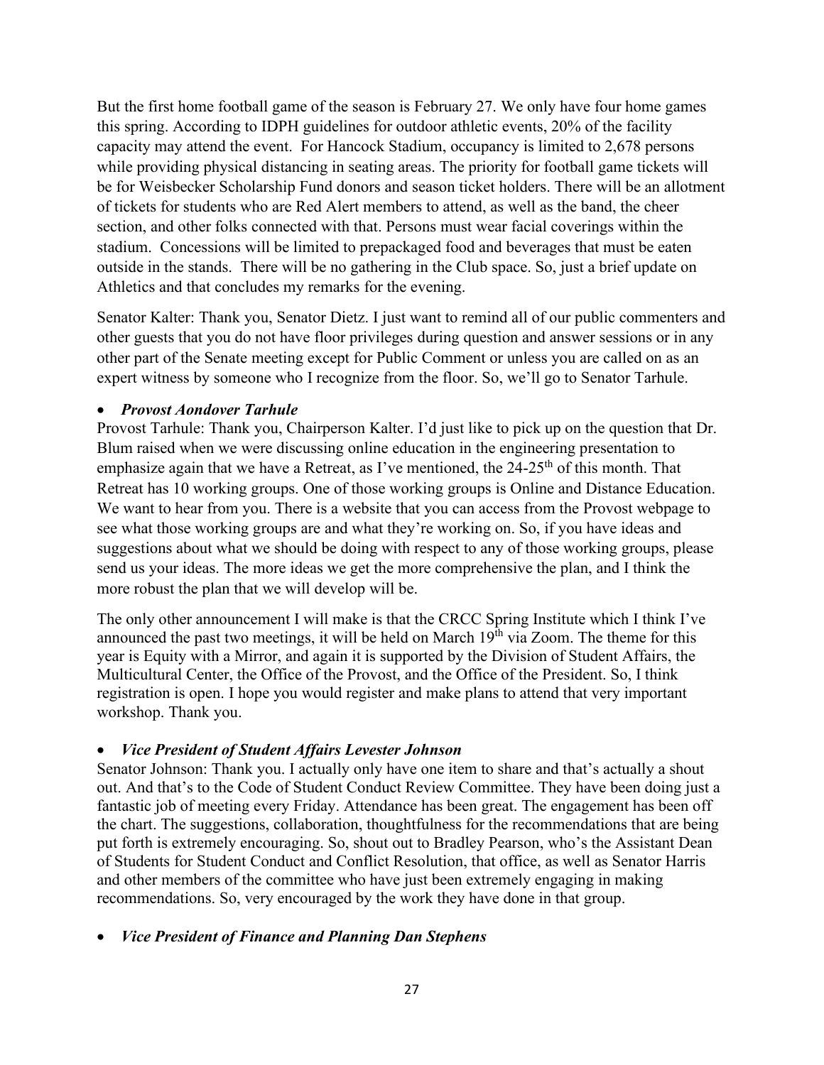But the first home football game of the season is February 27. We only have four home games this spring. According to IDPH guidelines for outdoor athletic events, 20% of the facility capacity may attend the event. For Hancock Stadium, occupancy is limited to 2,678 persons while providing physical distancing in seating areas. The priority for football game tickets will be for Weisbecker Scholarship Fund donors and season ticket holders. There will be an allotment of tickets for students who are Red Alert members to attend, as well as the band, the cheer section, and other folks connected with that. Persons must wear facial coverings within the stadium. Concessions will be limited to prepackaged food and beverages that must be eaten outside in the stands. There will be no gathering in the Club space. So, just a brief update on Athletics and that concludes my remarks for the evening.

Senator Kalter: Thank you, Senator Dietz. I just want to remind all of our public commenters and other guests that you do not have floor privileges during question and answer sessions or in any other part of the Senate meeting except for Public Comment or unless you are called on as an expert witness by someone who I recognize from the floor. So, we'll go to Senator Tarhule.

- ***Provost Aondover Tarhule***

Provost Tarhule: Thank you, Chairperson Kalter. I'd just like to pick up on the question that Dr. Blum raised when we were discussing online education in the engineering presentation to emphasize again that we have a Retreat, as I've mentioned, the 24-25th of this month. That Retreat has 10 working groups. One of those working groups is Online and Distance Education. We want to hear from you. There is a website that you can access from the Provost webpage to see what those working groups are and what they're working on. So, if you have ideas and suggestions about what we should be doing with respect to any of those working groups, please send us your ideas. The more ideas we get the more comprehensive the plan, and I think the more robust the plan that we will develop will be.

The only other announcement I will make is that the CRCC Spring Institute which I think I've announced the past two meetings, it will be held on March 19th via Zoom. The theme for this year is Equity with a Mirror, and again it is supported by the Division of Student Affairs, the Multicultural Center, the Office of the Provost, and the Office of the President. So, I think registration is open. I hope you would register and make plans to attend that very important workshop. Thank you.

- ***Vice President of Student Affairs Levester Johnson***

Senator Johnson: Thank you. I actually only have one item to share and that's actually a shout out. And that's to the Code of Student Conduct Review Committee. They have been doing just a fantastic job of meeting every Friday. Attendance has been great. The engagement has been off the chart. The suggestions, collaboration, thoughtfulness for the recommendations that are being put forth is extremely encouraging. So, shout out to Bradley Pearson, who's the Assistant Dean of Students for Student Conduct and Conflict Resolution, that office, as well as Senator Harris and other members of the committee who have just been extremely engaging in making recommendations. So, very encouraged by the work they have done in that group.

- ***Vice President of Finance and Planning Dan Stephens***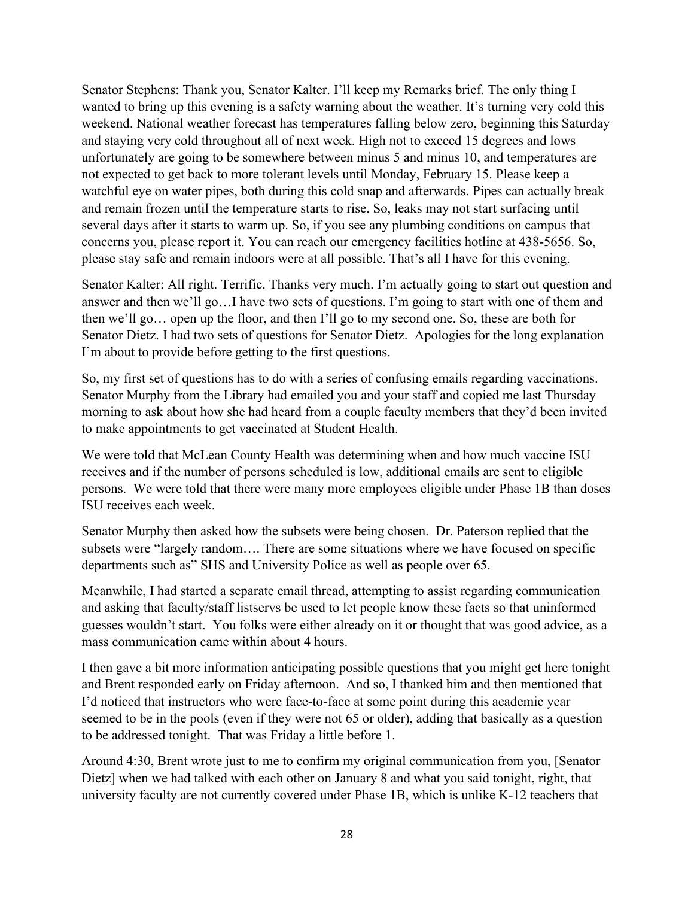Senator Stephens: Thank you, Senator Kalter. I'll keep my Remarks brief. The only thing I wanted to bring up this evening is a safety warning about the weather. It's turning very cold this weekend. National weather forecast has temperatures falling below zero, beginning this Saturday and staying very cold throughout all of next week. High not to exceed 15 degrees and lows unfortunately are going to be somewhere between minus 5 and minus 10, and temperatures are not expected to get back to more tolerant levels until Monday, February 15. Please keep a watchful eye on water pipes, both during this cold snap and afterwards. Pipes can actually break and remain frozen until the temperature starts to rise. So, leaks may not start surfacing until several days after it starts to warm up. So, if you see any plumbing conditions on campus that concerns you, please report it. You can reach our emergency facilities hotline at 438-5656. So, please stay safe and remain indoors were at all possible. That's all I have for this evening.

Senator Kalter: All right. Terrific. Thanks very much. I'm actually going to start out question and answer and then we'll go…I have two sets of questions. I'm going to start with one of them and then we'll go… open up the floor, and then I'll go to my second one. So, these are both for Senator Dietz. I had two sets of questions for Senator Dietz. Apologies for the long explanation I'm about to provide before getting to the first questions.

So, my first set of questions has to do with a series of confusing emails regarding vaccinations. Senator Murphy from the Library had emailed you and your staff and copied me last Thursday morning to ask about how she had heard from a couple faculty members that they'd been invited to make appointments to get vaccinated at Student Health.

We were told that McLean County Health was determining when and how much vaccine ISU receives and if the number of persons scheduled is low, additional emails are sent to eligible persons. We were told that there were many more employees eligible under Phase 1B than doses ISU receives each week.

Senator Murphy then asked how the subsets were being chosen. Dr. Paterson replied that the subsets were "largely random…. There are some situations where we have focused on specific departments such as" SHS and University Police as well as people over 65.

Meanwhile, I had started a separate email thread, attempting to assist regarding communication and asking that faculty/staff listservs be used to let people know these facts so that uninformed guesses wouldn't start. You folks were either already on it or thought that was good advice, as a mass communication came within about 4 hours.

I then gave a bit more information anticipating possible questions that you might get here tonight and Brent responded early on Friday afternoon. And so, I thanked him and then mentioned that I'd noticed that instructors who were face-to-face at some point during this academic year seemed to be in the pools (even if they were not 65 or older), adding that basically as a question to be addressed tonight. That was Friday a little before 1.

Around 4:30, Brent wrote just to me to confirm my original communication from you, [Senator Dietz] when we had talked with each other on January 8 and what you said tonight, right, that university faculty are not currently covered under Phase 1B, which is unlike K-12 teachers that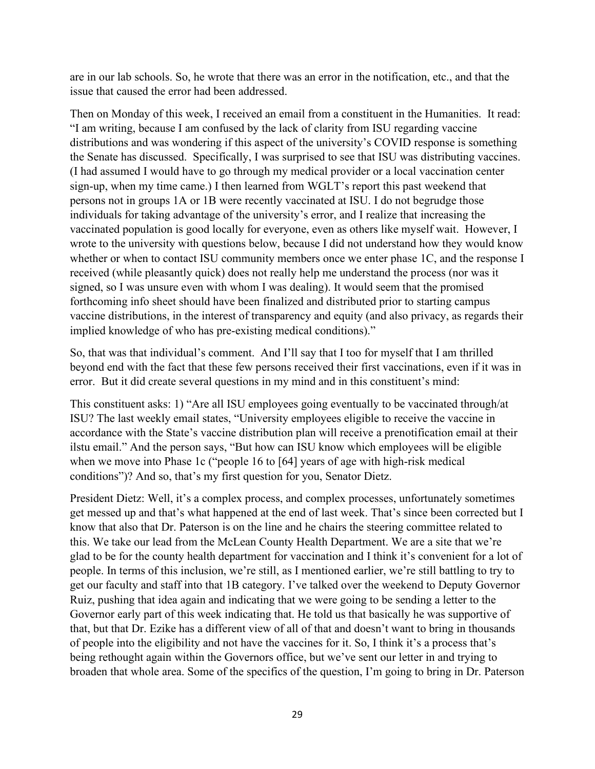are in our lab schools. So, he wrote that there was an error in the notification, etc., and that the issue that caused the error had been addressed.

Then on Monday of this week, I received an email from a constituent in the Humanities. It read: "I am writing, because I am confused by the lack of clarity from ISU regarding vaccine distributions and was wondering if this aspect of the university's COVID response is something the Senate has discussed. Specifically, I was surprised to see that ISU was distributing vaccines. (I had assumed I would have to go through my medical provider or a local vaccination center sign-up, when my time came.) I then learned from WGLT's report this past weekend that persons not in groups 1A or 1B were recently vaccinated at ISU. I do not begrudge those individuals for taking advantage of the university's error, and I realize that increasing the vaccinated population is good locally for everyone, even as others like myself wait. However, I wrote to the university with questions below, because I did not understand how they would know whether or when to contact ISU community members once we enter phase 1C, and the response I received (while pleasantly quick) does not really help me understand the process (nor was it signed, so I was unsure even with whom I was dealing). It would seem that the promised forthcoming info sheet should have been finalized and distributed prior to starting campus vaccine distributions, in the interest of transparency and equity (and also privacy, as regards their implied knowledge of who has pre-existing medical conditions)."

So, that was that individual's comment. And I'll say that I too for myself that I am thrilled beyond end with the fact that these few persons received their first vaccinations, even if it was in error. But it did create several questions in my mind and in this constituent's mind:

This constituent asks: 1) "Are all ISU employees going eventually to be vaccinated through/at ISU? The last weekly email states, "University employees eligible to receive the vaccine in accordance with the State's vaccine distribution plan will receive a prenotification email at their ilstu email." And the person says, "But how can ISU know which employees will be eligible when we move into Phase 1c ("people 16 to [64] years of age with high-risk medical conditions")? And so, that's my first question for you, Senator Dietz.

President Dietz: Well, it's a complex process, and complex processes, unfortunately sometimes get messed up and that's what happened at the end of last week. That's since been corrected but I know that also that Dr. Paterson is on the line and he chairs the steering committee related to this. We take our lead from the McLean County Health Department. We are a site that we're glad to be for the county health department for vaccination and I think it's convenient for a lot of people. In terms of this inclusion, we're still, as I mentioned earlier, we're still battling to try to get our faculty and staff into that 1B category. I've talked over the weekend to Deputy Governor Ruiz, pushing that idea again and indicating that we were going to be sending a letter to the Governor early part of this week indicating that. He told us that basically he was supportive of that, but that Dr. Ezike has a different view of all of that and doesn't want to bring in thousands of people into the eligibility and not have the vaccines for it. So, I think it's a process that's being rethought again within the Governors office, but we've sent our letter in and trying to broaden that whole area. Some of the specifics of the question, I'm going to bring in Dr. Paterson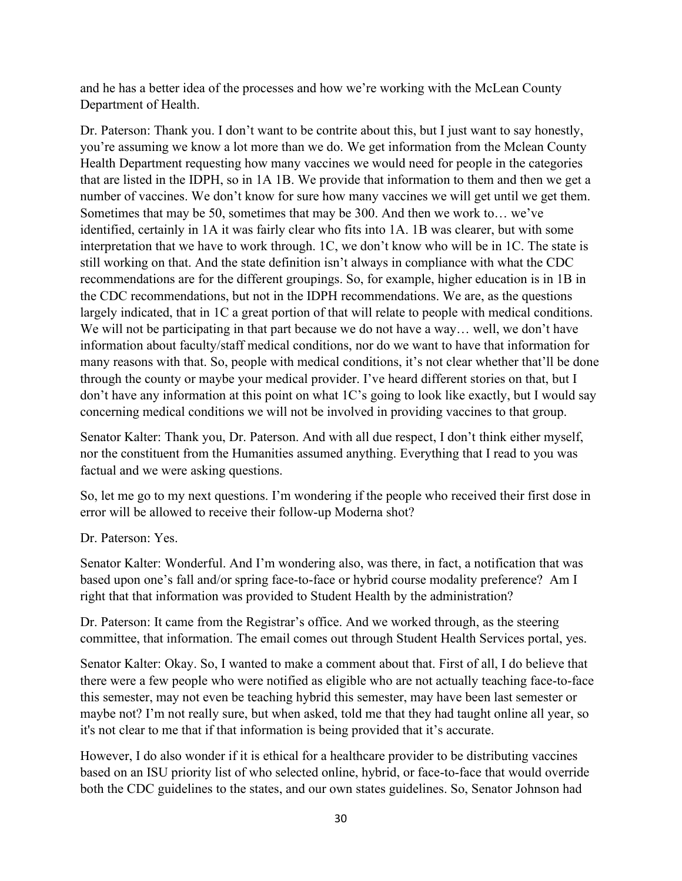and he has a better idea of the processes and how we're working with the McLean County Department of Health.

Dr. Paterson: Thank you. I don't want to be contrite about this, but I just want to say honestly, you're assuming we know a lot more than we do. We get information from the Mclean County Health Department requesting how many vaccines we would need for people in the categories that are listed in the IDPH, so in 1A 1B. We provide that information to them and then we get a number of vaccines. We don't know for sure how many vaccines we will get until we get them. Sometimes that may be 50, sometimes that may be 300. And then we work to… we've identified, certainly in 1A it was fairly clear who fits into 1A. 1B was clearer, but with some interpretation that we have to work through. 1C, we don't know who will be in 1C. The state is still working on that. And the state definition isn't always in compliance with what the CDC recommendations are for the different groupings. So, for example, higher education is in 1B in the CDC recommendations, but not in the IDPH recommendations. We are, as the questions largely indicated, that in 1C a great portion of that will relate to people with medical conditions. We will not be participating in that part because we do not have a way… well, we don't have information about faculty/staff medical conditions, nor do we want to have that information for many reasons with that. So, people with medical conditions, it's not clear whether that'll be done through the county or maybe your medical provider. I've heard different stories on that, but I don't have any information at this point on what 1C's going to look like exactly, but I would say concerning medical conditions we will not be involved in providing vaccines to that group.

Senator Kalter: Thank you, Dr. Paterson. And with all due respect, I don't think either myself, nor the constituent from the Humanities assumed anything. Everything that I read to you was factual and we were asking questions.

So, let me go to my next questions. I'm wondering if the people who received their first dose in error will be allowed to receive their follow-up Moderna shot?

Dr. Paterson: Yes.

Senator Kalter: Wonderful. And I'm wondering also, was there, in fact, a notification that was based upon one's fall and/or spring face-to-face or hybrid course modality preference? Am I right that that information was provided to Student Health by the administration?

Dr. Paterson: It came from the Registrar's office. And we worked through, as the steering committee, that information. The email comes out through Student Health Services portal, yes.

Senator Kalter: Okay. So, I wanted to make a comment about that. First of all, I do believe that there were a few people who were notified as eligible who are not actually teaching face-to-face this semester, may not even be teaching hybrid this semester, may have been last semester or maybe not? I'm not really sure, but when asked, told me that they had taught online all year, so it's not clear to me that if that information is being provided that it's accurate.

However, I do also wonder if it is ethical for a healthcare provider to be distributing vaccines based on an ISU priority list of who selected online, hybrid, or face-to-face that would override both the CDC guidelines to the states, and our own states guidelines. So, Senator Johnson had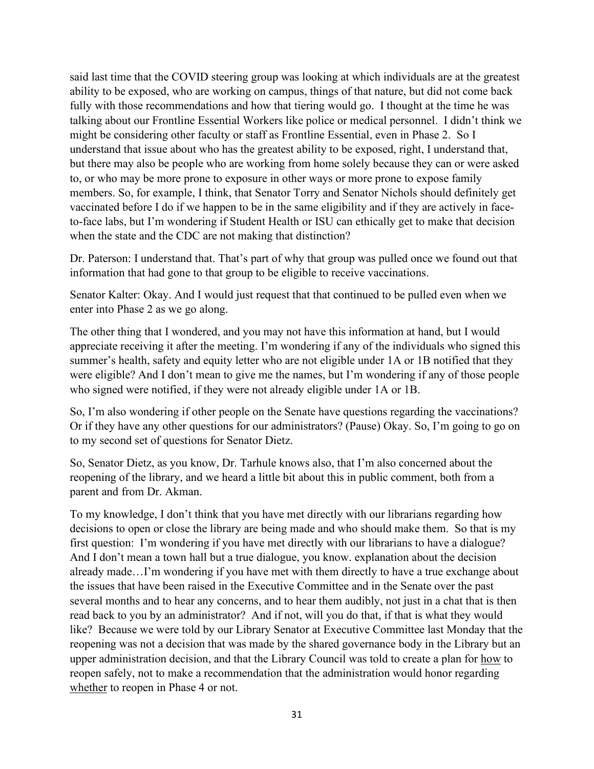said last time that the COVID steering group was looking at which individuals are at the greatest ability to be exposed, who are working on campus, things of that nature, but did not come back fully with those recommendations and how that tiering would go. I thought at the time he was talking about our Frontline Essential Workers like police or medical personnel. I didn't think we might be considering other faculty or staff as Frontline Essential, even in Phase 2. So I understand that issue about who has the greatest ability to be exposed, right, I understand that, but there may also be people who are working from home solely because they can or were asked to, or who may be more prone to exposure in other ways or more prone to expose family members. So, for example, I think, that Senator Torry and Senator Nichols should definitely get vaccinated before I do if we happen to be in the same eligibility and if they are actively in face-to-face labs, but I'm wondering if Student Health or ISU can ethically get to make that decision when the state and the CDC are not making that distinction?

Dr. Paterson: I understand that. That's part of why that group was pulled once we found out that information that had gone to that group to be eligible to receive vaccinations.

Senator Kalter: Okay. And I would just request that that continued to be pulled even when we enter into Phase 2 as we go along.

The other thing that I wondered, and you may not have this information at hand, but I would appreciate receiving it after the meeting. I'm wondering if any of the individuals who signed this summer's health, safety and equity letter who are not eligible under 1A or 1B notified that they were eligible? And I don't mean to give me the names, but I'm wondering if any of those people who signed were notified, if they were not already eligible under 1A or 1B.

So, I'm also wondering if other people on the Senate have questions regarding the vaccinations? Or if they have any other questions for our administrators? (Pause) Okay. So, I'm going to go on to my second set of questions for Senator Dietz.

So, Senator Dietz, as you know, Dr. Tarhule knows also, that I'm also concerned about the reopening of the library, and we heard a little bit about this in public comment, both from a parent and from Dr. Akman.

To my knowledge, I don't think that you have met directly with our librarians regarding how decisions to open or close the library are being made and who should make them. So that is my first question: I'm wondering if you have met directly with our librarians to have a dialogue? And I don't mean a town hall but a true dialogue, you know. explanation about the decision already made…I'm wondering if you have met with them directly to have a true exchange about the issues that have been raised in the Executive Committee and in the Senate over the past several months and to hear any concerns, and to hear them audibly, not just in a chat that is then read back to you by an administrator? And if not, will you do that, if that is what they would like? Because we were told by our Library Senator at Executive Committee last Monday that the reopening was not a decision that was made by the shared governance body in the Library but an upper administration decision, and that the Library Council was told to create a plan for <u>how</u> to reopen safely, not to make a recommendation that the administration would honor regarding <u>whether</u> to reopen in Phase 4 or not.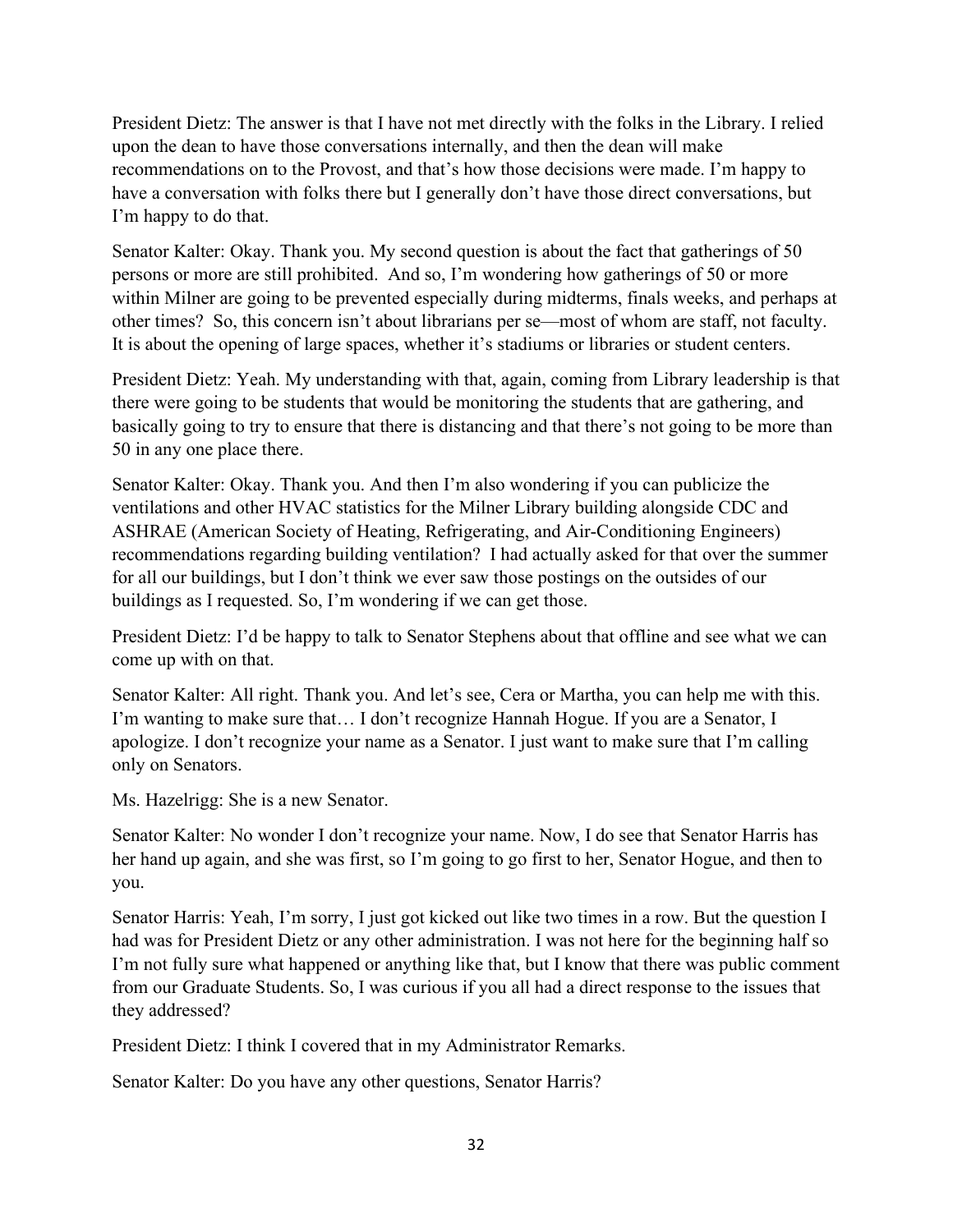President Dietz: The answer is that I have not met directly with the folks in the Library. I relied upon the dean to have those conversations internally, and then the dean will make recommendations on to the Provost, and that's how those decisions were made. I'm happy to have a conversation with folks there but I generally don't have those direct conversations, but I'm happy to do that.

Senator Kalter: Okay. Thank you. My second question is about the fact that gatherings of 50 persons or more are still prohibited. And so, I'm wondering how gatherings of 50 or more within Milner are going to be prevented especially during midterms, finals weeks, and perhaps at other times? So, this concern isn't about librarians per se—most of whom are staff, not faculty. It is about the opening of large spaces, whether it's stadiums or libraries or student centers.

President Dietz: Yeah. My understanding with that, again, coming from Library leadership is that there were going to be students that would be monitoring the students that are gathering, and basically going to try to ensure that there is distancing and that there's not going to be more than 50 in any one place there.

Senator Kalter: Okay. Thank you. And then I'm also wondering if you can publicize the ventilations and other HVAC statistics for the Milner Library building alongside CDC and ASHRAE (American Society of Heating, Refrigerating, and Air-Conditioning Engineers) recommendations regarding building ventilation? I had actually asked for that over the summer for all our buildings, but I don't think we ever saw those postings on the outsides of our buildings as I requested. So, I'm wondering if we can get those.

President Dietz: I'd be happy to talk to Senator Stephens about that offline and see what we can come up with on that.

Senator Kalter: All right. Thank you. And let's see, Cera or Martha, you can help me with this. I'm wanting to make sure that… I don't recognize Hannah Hogue. If you are a Senator, I apologize. I don't recognize your name as a Senator. I just want to make sure that I'm calling only on Senators.

Ms. Hazelrigg: She is a new Senator.

Senator Kalter: No wonder I don't recognize your name. Now, I do see that Senator Harris has her hand up again, and she was first, so I'm going to go first to her, Senator Hogue, and then to you.

Senator Harris: Yeah, I'm sorry, I just got kicked out like two times in a row. But the question I had was for President Dietz or any other administration. I was not here for the beginning half so I'm not fully sure what happened or anything like that, but I know that there was public comment from our Graduate Students. So, I was curious if you all had a direct response to the issues that they addressed?

President Dietz: I think I covered that in my Administrator Remarks.

Senator Kalter: Do you have any other questions, Senator Harris?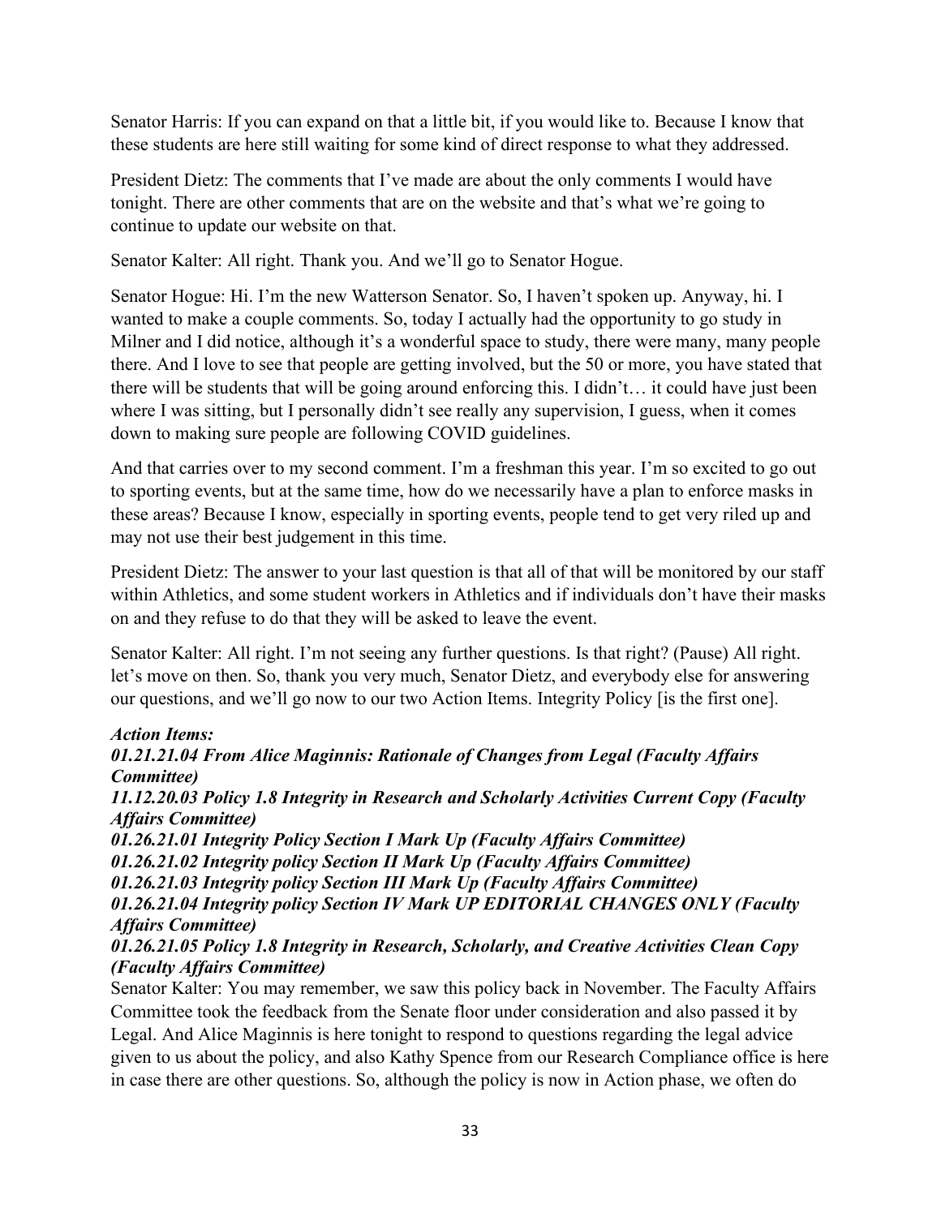Senator Harris: If you can expand on that a little bit, if you would like to. Because I know that these students are here still waiting for some kind of direct response to what they addressed.

President Dietz: The comments that I've made are about the only comments I would have tonight. There are other comments that are on the website and that's what we're going to continue to update our website on that.

Senator Kalter: All right. Thank you. And we'll go to Senator Hogue.

Senator Hogue: Hi. I'm the new Watterson Senator. So, I haven't spoken up. Anyway, hi. I wanted to make a couple comments. So, today I actually had the opportunity to go study in Milner and I did notice, although it's a wonderful space to study, there were many, many people there. And I love to see that people are getting involved, but the 50 or more, you have stated that there will be students that will be going around enforcing this. I didn't… it could have just been where I was sitting, but I personally didn't see really any supervision, I guess, when it comes down to making sure people are following COVID guidelines.

And that carries over to my second comment. I'm a freshman this year. I'm so excited to go out to sporting events, but at the same time, how do we necessarily have a plan to enforce masks in these areas? Because I know, especially in sporting events, people tend to get very riled up and may not use their best judgement in this time.

President Dietz: The answer to your last question is that all of that will be monitored by our staff within Athletics, and some student workers in Athletics and if individuals don't have their masks on and they refuse to do that they will be asked to leave the event.

Senator Kalter: All right. I'm not seeing any further questions. Is that right? (Pause) All right. let's move on then. So, thank you very much, Senator Dietz, and everybody else for answering our questions, and we'll go now to our two Action Items. Integrity Policy [is the first one].

***Action Items:***

***01.21.21.04 From Alice Maginnis: Rationale of Changes from Legal (Faculty Affairs Committee)***

***11.12.20.03 Policy 1.8 Integrity in Research and Scholarly Activities Current Copy (Faculty Affairs Committee)***

***01.26.21.01 Integrity Policy Section I Mark Up (Faculty Affairs Committee)***

***01.26.21.02 Integrity policy Section II Mark Up (Faculty Affairs Committee)***

***01.26.21.03 Integrity policy Section III Mark Up (Faculty Affairs Committee)***

***01.26.21.04 Integrity policy Section IV Mark UP EDITORIAL CHANGES ONLY (Faculty Affairs Committee)***

***01.26.21.05 Policy 1.8 Integrity in Research, Scholarly, and Creative Activities Clean Copy (Faculty Affairs Committee)***

Senator Kalter: You may remember, we saw this policy back in November. The Faculty Affairs Committee took the feedback from the Senate floor under consideration and also passed it by Legal. And Alice Maginnis is here tonight to respond to questions regarding the legal advice given to us about the policy, and also Kathy Spence from our Research Compliance office is here in case there are other questions. So, although the policy is now in Action phase, we often do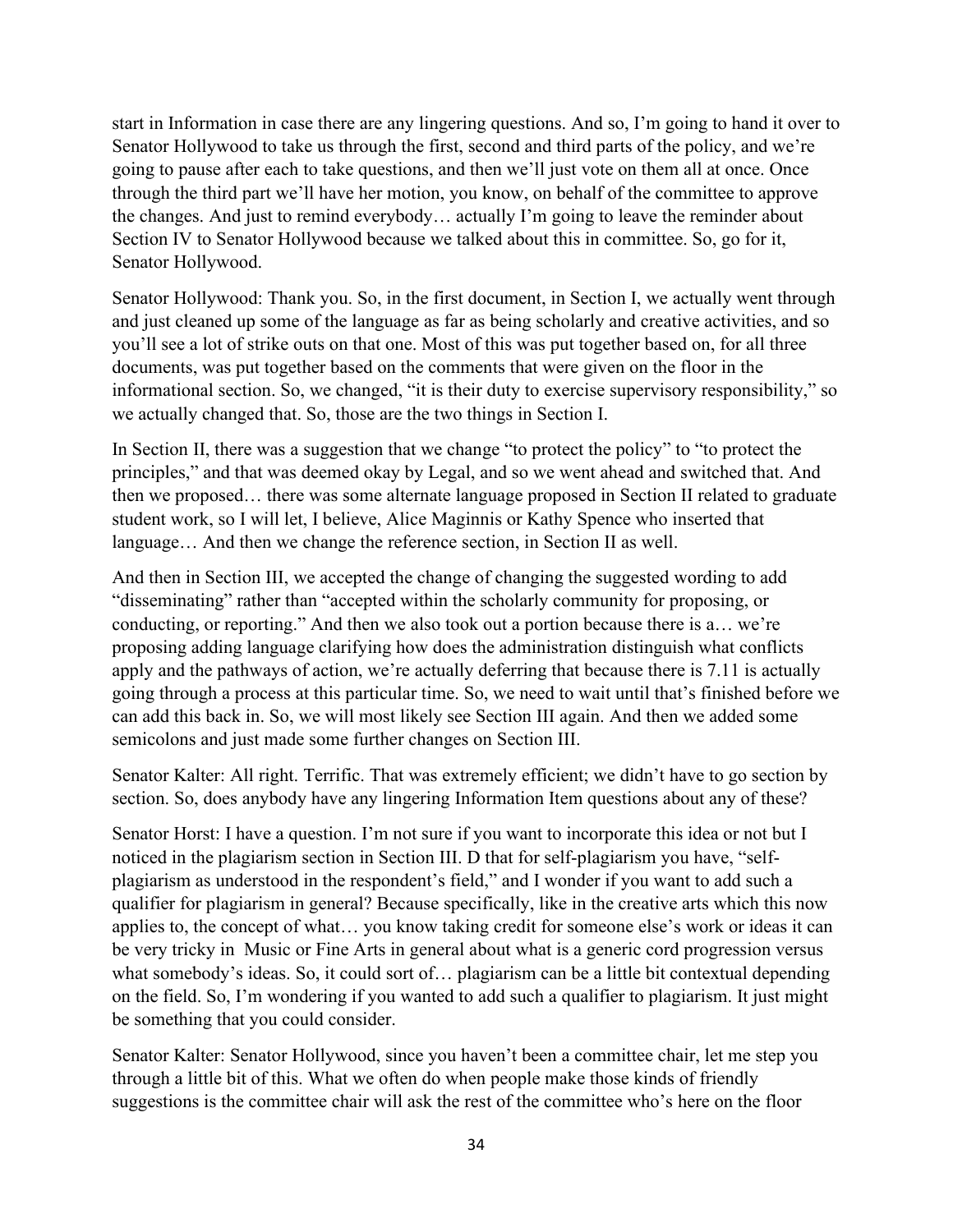start in Information in case there are any lingering questions. And so, I'm going to hand it over to Senator Hollywood to take us through the first, second and third parts of the policy, and we're going to pause after each to take questions, and then we'll just vote on them all at once. Once through the third part we'll have her motion, you know, on behalf of the committee to approve the changes. And just to remind everybody… actually I'm going to leave the reminder about Section IV to Senator Hollywood because we talked about this in committee. So, go for it, Senator Hollywood.

Senator Hollywood: Thank you. So, in the first document, in Section I, we actually went through and just cleaned up some of the language as far as being scholarly and creative activities, and so you'll see a lot of strike outs on that one. Most of this was put together based on, for all three documents, was put together based on the comments that were given on the floor in the informational section. So, we changed, "it is their duty to exercise supervisory responsibility," so we actually changed that. So, those are the two things in Section I.

In Section II, there was a suggestion that we change "to protect the policy" to "to protect the principles," and that was deemed okay by Legal, and so we went ahead and switched that. And then we proposed… there was some alternate language proposed in Section II related to graduate student work, so I will let, I believe, Alice Maginnis or Kathy Spence who inserted that language… And then we change the reference section, in Section II as well.

And then in Section III, we accepted the change of changing the suggested wording to add "disseminating" rather than "accepted within the scholarly community for proposing, or conducting, or reporting." And then we also took out a portion because there is a… we're proposing adding language clarifying how does the administration distinguish what conflicts apply and the pathways of action, we're actually deferring that because there is 7.11 is actually going through a process at this particular time. So, we need to wait until that's finished before we can add this back in. So, we will most likely see Section III again. And then we added some semicolons and just made some further changes on Section III.

Senator Kalter: All right. Terrific. That was extremely efficient; we didn't have to go section by section. So, does anybody have any lingering Information Item questions about any of these?

Senator Horst: I have a question. I'm not sure if you want to incorporate this idea or not but I noticed in the plagiarism section in Section III. D that for self-plagiarism you have, "self-plagiarism as understood in the respondent's field," and I wonder if you want to add such a qualifier for plagiarism in general? Because specifically, like in the creative arts which this now applies to, the concept of what… you know taking credit for someone else's work or ideas it can be very tricky in Music or Fine Arts in general about what is a generic cord progression versus what somebody's ideas. So, it could sort of… plagiarism can be a little bit contextual depending on the field. So, I'm wondering if you wanted to add such a qualifier to plagiarism. It just might be something that you could consider.

Senator Kalter: Senator Hollywood, since you haven't been a committee chair, let me step you through a little bit of this. What we often do when people make those kinds of friendly suggestions is the committee chair will ask the rest of the committee who's here on the floor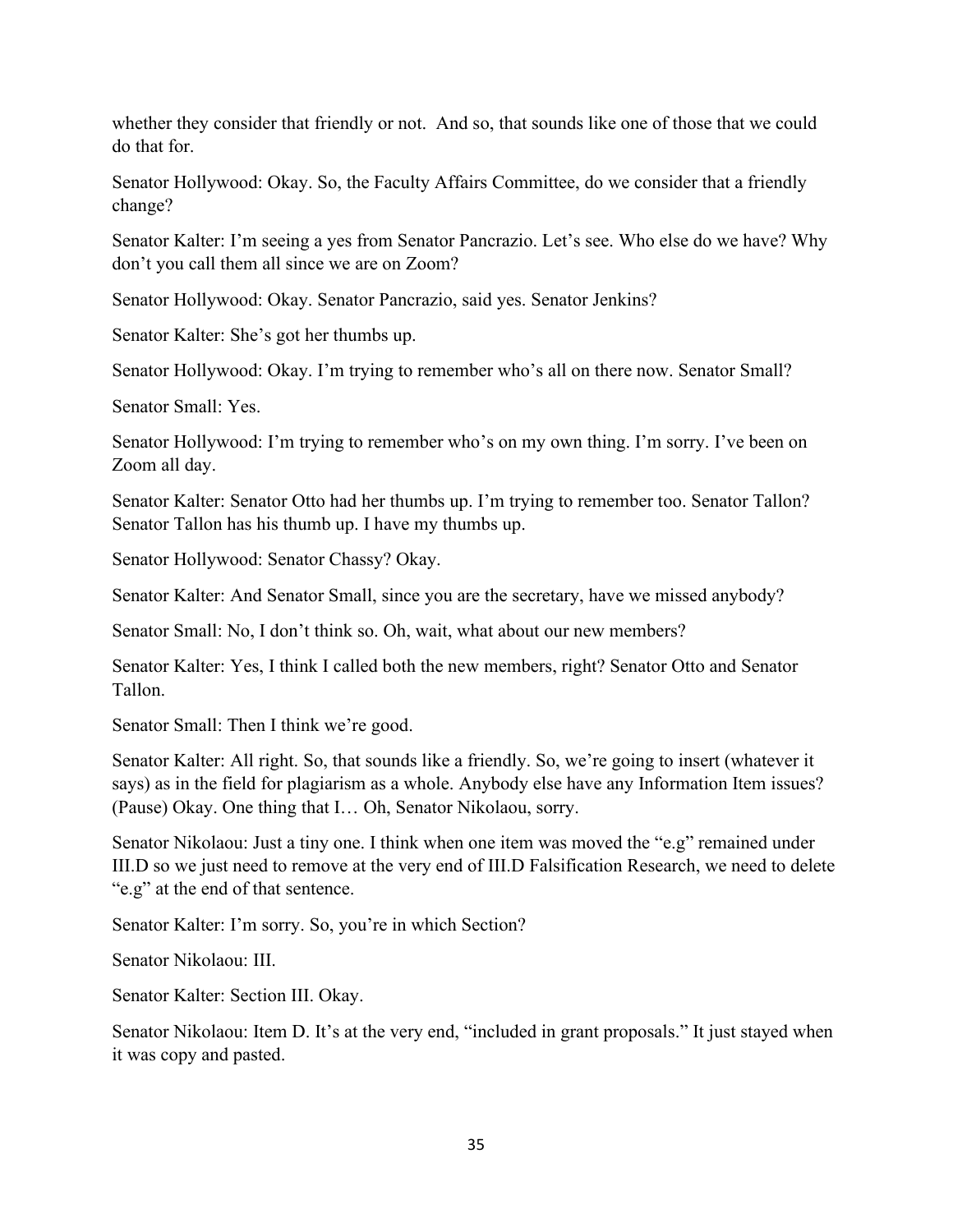whether they consider that friendly or not. And so, that sounds like one of those that we could do that for.

Senator Hollywood: Okay. So, the Faculty Affairs Committee, do we consider that a friendly change?

Senator Kalter: I'm seeing a yes from Senator Pancrazio. Let's see. Who else do we have? Why don't you call them all since we are on Zoom?

Senator Hollywood: Okay. Senator Pancrazio, said yes. Senator Jenkins?

Senator Kalter: She's got her thumbs up.

Senator Hollywood: Okay. I'm trying to remember who's all on there now. Senator Small?

Senator Small: Yes.

Senator Hollywood: I'm trying to remember who's on my own thing. I'm sorry. I've been on Zoom all day.

Senator Kalter: Senator Otto had her thumbs up. I'm trying to remember too. Senator Tallon? Senator Tallon has his thumb up. I have my thumbs up.

Senator Hollywood: Senator Chassy? Okay.

Senator Kalter: And Senator Small, since you are the secretary, have we missed anybody?

Senator Small: No, I don't think so. Oh, wait, what about our new members?

Senator Kalter: Yes, I think I called both the new members, right? Senator Otto and Senator Tallon.

Senator Small: Then I think we're good.

Senator Kalter: All right. So, that sounds like a friendly. So, we're going to insert (whatever it says) as in the field for plagiarism as a whole. Anybody else have any Information Item issues? (Pause) Okay. One thing that I… Oh, Senator Nikolaou, sorry.

Senator Nikolaou: Just a tiny one. I think when one item was moved the "e.g" remained under III.D so we just need to remove at the very end of III.D Falsification Research, we need to delete "e.g" at the end of that sentence.

Senator Kalter: I'm sorry. So, you're in which Section?

Senator Nikolaou: III.

Senator Kalter: Section III. Okay.

Senator Nikolaou: Item D. It's at the very end, "included in grant proposals." It just stayed when it was copy and pasted.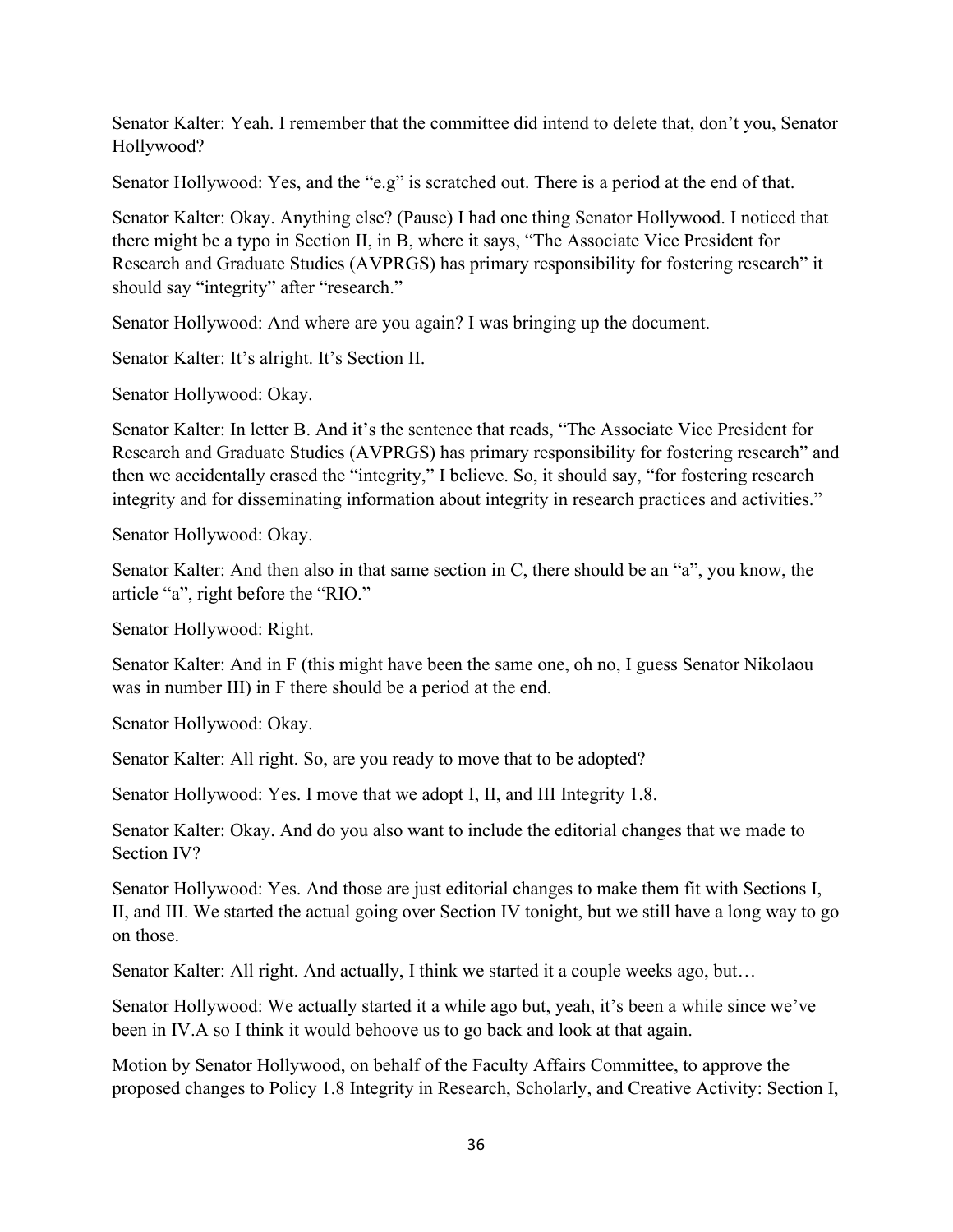Senator Kalter: Yeah. I remember that the committee did intend to delete that, don't you, Senator Hollywood?

Senator Hollywood: Yes, and the "e.g" is scratched out. There is a period at the end of that.

Senator Kalter: Okay. Anything else? (Pause) I had one thing Senator Hollywood. I noticed that there might be a typo in Section II, in B, where it says, "The Associate Vice President for Research and Graduate Studies (AVPRGS) has primary responsibility for fostering research" it should say "integrity" after "research."

Senator Hollywood: And where are you again? I was bringing up the document.

Senator Kalter: It's alright. It's Section II.

Senator Hollywood: Okay.

Senator Kalter: In letter B. And it's the sentence that reads, "The Associate Vice President for Research and Graduate Studies (AVPRGS) has primary responsibility for fostering research" and then we accidentally erased the "integrity," I believe. So, it should say, "for fostering research integrity and for disseminating information about integrity in research practices and activities."

Senator Hollywood: Okay.

Senator Kalter: And then also in that same section in C, there should be an "a", you know, the article "a", right before the "RIO."

Senator Hollywood: Right.

Senator Kalter: And in F (this might have been the same one, oh no, I guess Senator Nikolaou was in number III) in F there should be a period at the end.

Senator Hollywood: Okay.

Senator Kalter: All right. So, are you ready to move that to be adopted?

Senator Hollywood: Yes. I move that we adopt I, II, and III Integrity 1.8.

Senator Kalter: Okay. And do you also want to include the editorial changes that we made to Section IV?

Senator Hollywood: Yes. And those are just editorial changes to make them fit with Sections I, II, and III. We started the actual going over Section IV tonight, but we still have a long way to go on those.

Senator Kalter: All right. And actually, I think we started it a couple weeks ago, but…

Senator Hollywood: We actually started it a while ago but, yeah, it's been a while since we've been in IV.A so I think it would behoove us to go back and look at that again.

Motion by Senator Hollywood, on behalf of the Faculty Affairs Committee, to approve the proposed changes to Policy 1.8 Integrity in Research, Scholarly, and Creative Activity: Section I,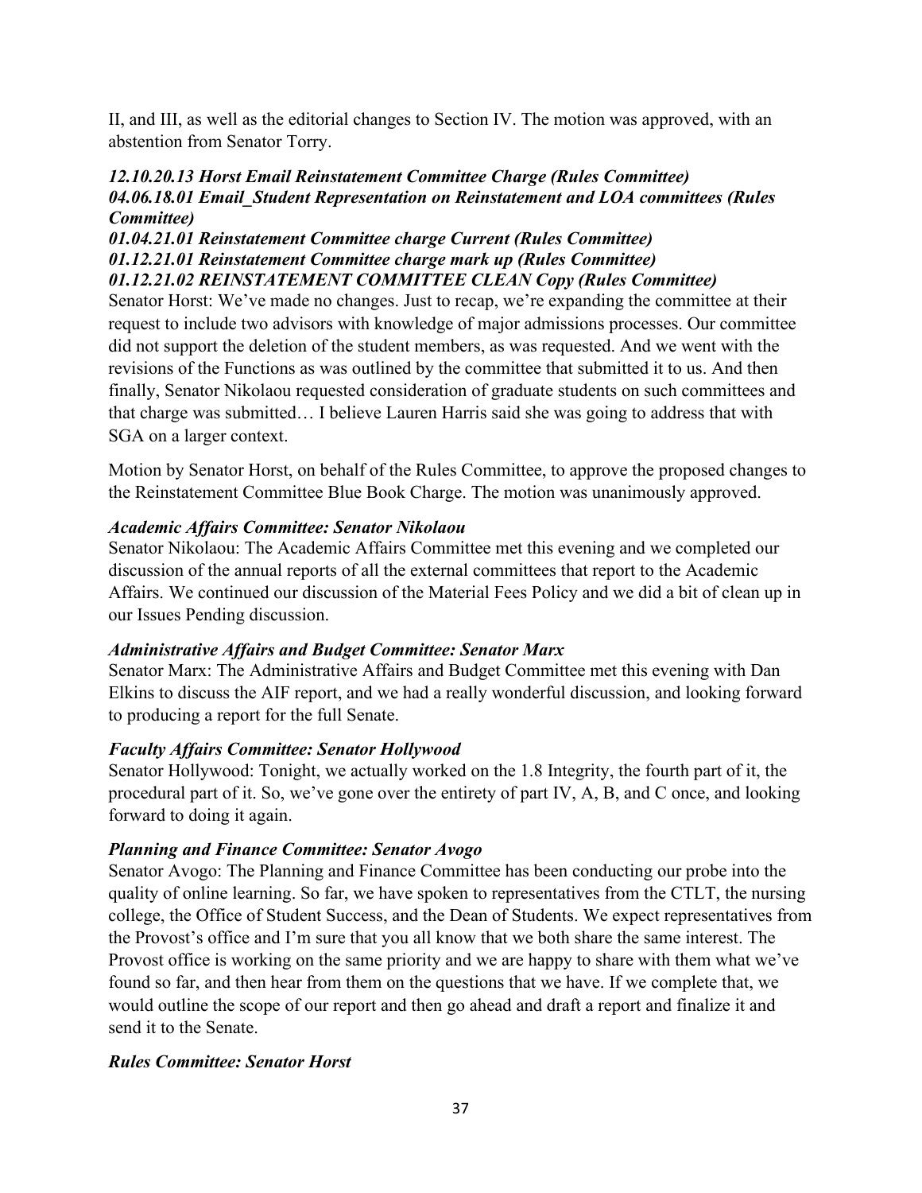II, and III, as well as the editorial changes to Section IV. The motion was approved, with an abstention from Senator Torry.

***12.10.20.13 Horst Email Reinstatement Committee Charge (Rules Committee)***
***04.06.18.01 Email_Student Representation on Reinstatement and LOA committees (Rules Committee)***
***01.04.21.01 Reinstatement Committee charge Current (Rules Committee)***
***01.12.21.01 Reinstatement Committee charge mark up (Rules Committee)***
***01.12.21.02 REINSTATEMENT COMMITTEE CLEAN Copy (Rules Committee)***

Senator Horst: We've made no changes. Just to recap, we're expanding the committee at their request to include two advisors with knowledge of major admissions processes. Our committee did not support the deletion of the student members, as was requested. And we went with the revisions of the Functions as was outlined by the committee that submitted it to us. And then finally, Senator Nikolaou requested consideration of graduate students on such committees and that charge was submitted… I believe Lauren Harris said she was going to address that with SGA on a larger context.

Motion by Senator Horst, on behalf of the Rules Committee, to approve the proposed changes to the Reinstatement Committee Blue Book Charge. The motion was unanimously approved.

***Academic Affairs Committee: Senator Nikolaou***

Senator Nikolaou: The Academic Affairs Committee met this evening and we completed our discussion of the annual reports of all the external committees that report to the Academic Affairs. We continued our discussion of the Material Fees Policy and we did a bit of clean up in our Issues Pending discussion.

***Administrative Affairs and Budget Committee: Senator Marx***

Senator Marx: The Administrative Affairs and Budget Committee met this evening with Dan Elkins to discuss the AIF report, and we had a really wonderful discussion, and looking forward to producing a report for the full Senate.

***Faculty Affairs Committee: Senator Hollywood***

Senator Hollywood: Tonight, we actually worked on the 1.8 Integrity, the fourth part of it, the procedural part of it. So, we've gone over the entirety of part IV, A, B, and C once, and looking forward to doing it again.

***Planning and Finance Committee: Senator Avogo***

Senator Avogo: The Planning and Finance Committee has been conducting our probe into the quality of online learning. So far, we have spoken to representatives from the CTLT, the nursing college, the Office of Student Success, and the Dean of Students. We expect representatives from the Provost's office and I'm sure that you all know that we both share the same interest. The Provost office is working on the same priority and we are happy to share with them what we've found so far, and then hear from them on the questions that we have. If we complete that, we would outline the scope of our report and then go ahead and draft a report and finalize it and send it to the Senate.

***Rules Committee: Senator Horst***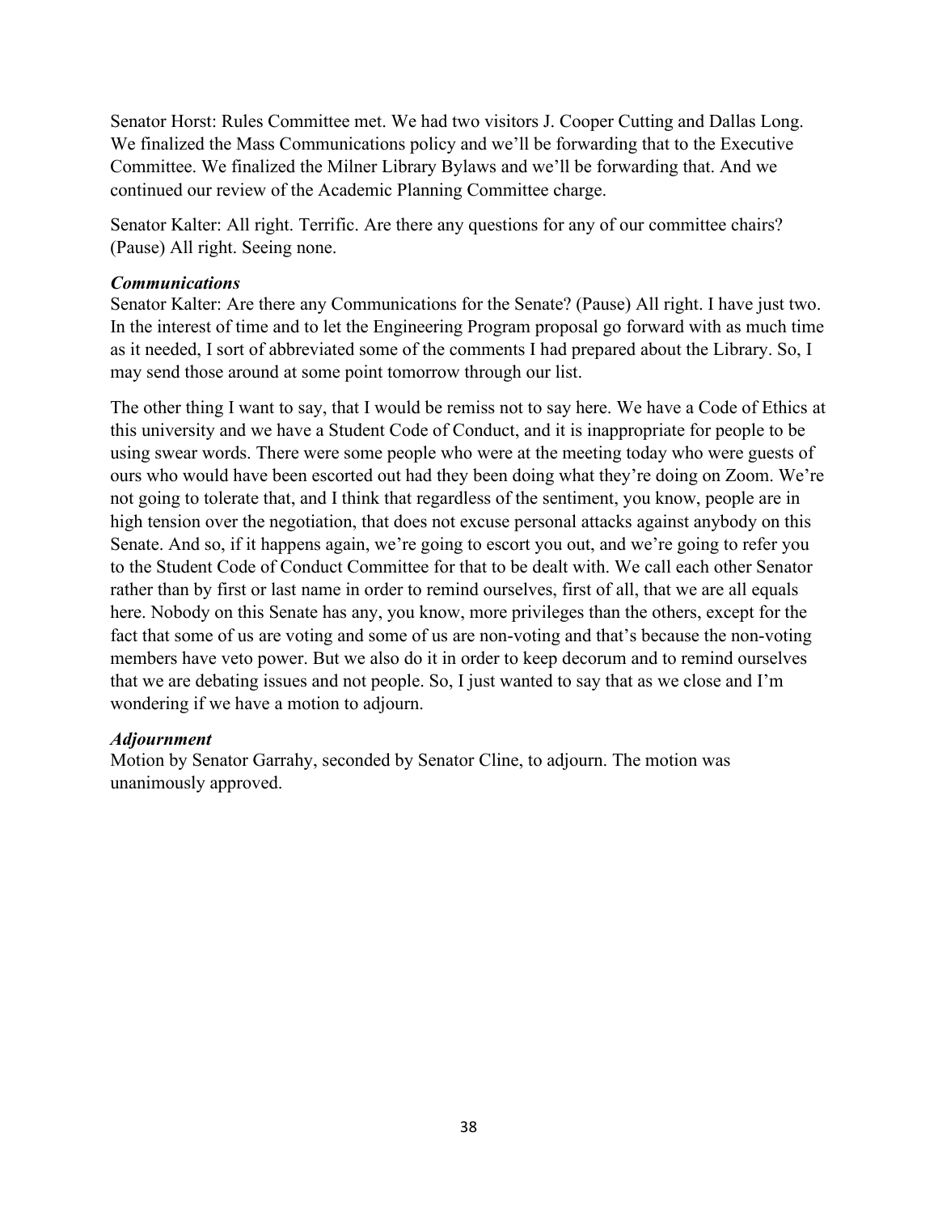Senator Horst: Rules Committee met. We had two visitors J. Cooper Cutting and Dallas Long. We finalized the Mass Communications policy and we'll be forwarding that to the Executive Committee. We finalized the Milner Library Bylaws and we'll be forwarding that. And we continued our review of the Academic Planning Committee charge.

Senator Kalter: All right. Terrific. Are there any questions for any of our committee chairs? (Pause) All right. Seeing none.

***Communications***

Senator Kalter: Are there any Communications for the Senate? (Pause) All right. I have just two. In the interest of time and to let the Engineering Program proposal go forward with as much time as it needed, I sort of abbreviated some of the comments I had prepared about the Library. So, I may send those around at some point tomorrow through our list.

The other thing I want to say, that I would be remiss not to say here. We have a Code of Ethics at this university and we have a Student Code of Conduct, and it is inappropriate for people to be using swear words. There were some people who were at the meeting today who were guests of ours who would have been escorted out had they been doing what they're doing on Zoom. We're not going to tolerate that, and I think that regardless of the sentiment, you know, people are in high tension over the negotiation, that does not excuse personal attacks against anybody on this Senate. And so, if it happens again, we're going to escort you out, and we're going to refer you to the Student Code of Conduct Committee for that to be dealt with. We call each other Senator rather than by first or last name in order to remind ourselves, first of all, that we are all equals here. Nobody on this Senate has any, you know, more privileges than the others, except for the fact that some of us are voting and some of us are non-voting and that's because the non-voting members have veto power. But we also do it in order to keep decorum and to remind ourselves that we are debating issues and not people. So, I just wanted to say that as we close and I'm wondering if we have a motion to adjourn.

***Adjournment***

Motion by Senator Garrahy, seconded by Senator Cline, to adjourn. The motion was unanimously approved.